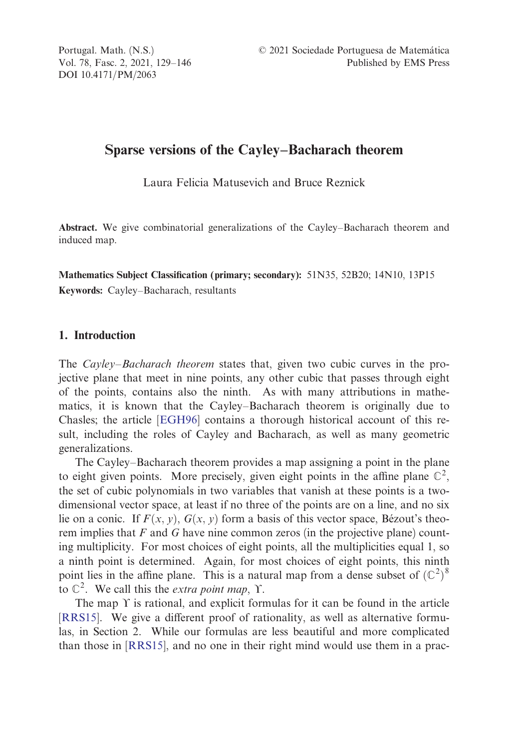# Sparse versions of the Cayley–Bacharach theorem

Laura Felicia Matusevich and Bruce Reznick

**Abstract.** We give combinatorial generalizations of the Cayley–Bacharach theorem and induced map.

**Mathematics Subject Classification (primary; secondary):** 51N35, 52B20; 14N10, 13P15

**Keywords:** Cayley–Bacharach, resultants

## 1. Introduction

The *Cayley–Bacharach theorem* states that, given two cubic curves in the projective plane that meet in nine points, any other cubic that passes through eight of the points, contains also the ninth. As with many attributions in mathematics, it is known that the Cayley–Bacharach theorem is originally due to Chasles; the article [EGH96] contains a thorough historical account of this result, including the roles of Cayley and Bacharach, as well as many geometric generalizations.

The Cayley–Bacharach theorem provides a map assigning a point in the plane to eight given points. More precisely, given eight points in the affine plane $\mathbb{C}^2$, the set of cubic polynomials in two variables that vanish at these points is a two-dimensional vector space, at least if no three of the points are on a line, and no six lie on a conic. If $F(x, y)$, $G(x, y)$ form a basis of this vector space, Bézout's theorem implies that $F$ and $G$ have nine common zeros (in the projective plane) counting multiplicity. For most choices of eight points, all the multiplicities equal 1, so a ninth point is determined. Again, for most choices of eight points, this ninth point lies in the affine plane. This is a natural map from a dense subset of $(\mathbb{C}^2)^8$ to $\mathbb{C}^2$. We call this the *extra point map*, $\Upsilon$.

The map $\Upsilon$ is rational, and explicit formulas for it can be found in the article [RRS15]. We give a different proof of rationality, as well as alternative formulas, in Section 2. While our formulas are less beautiful and more complicated than those in [RRS15], and no one in their right mind would use them in a prac-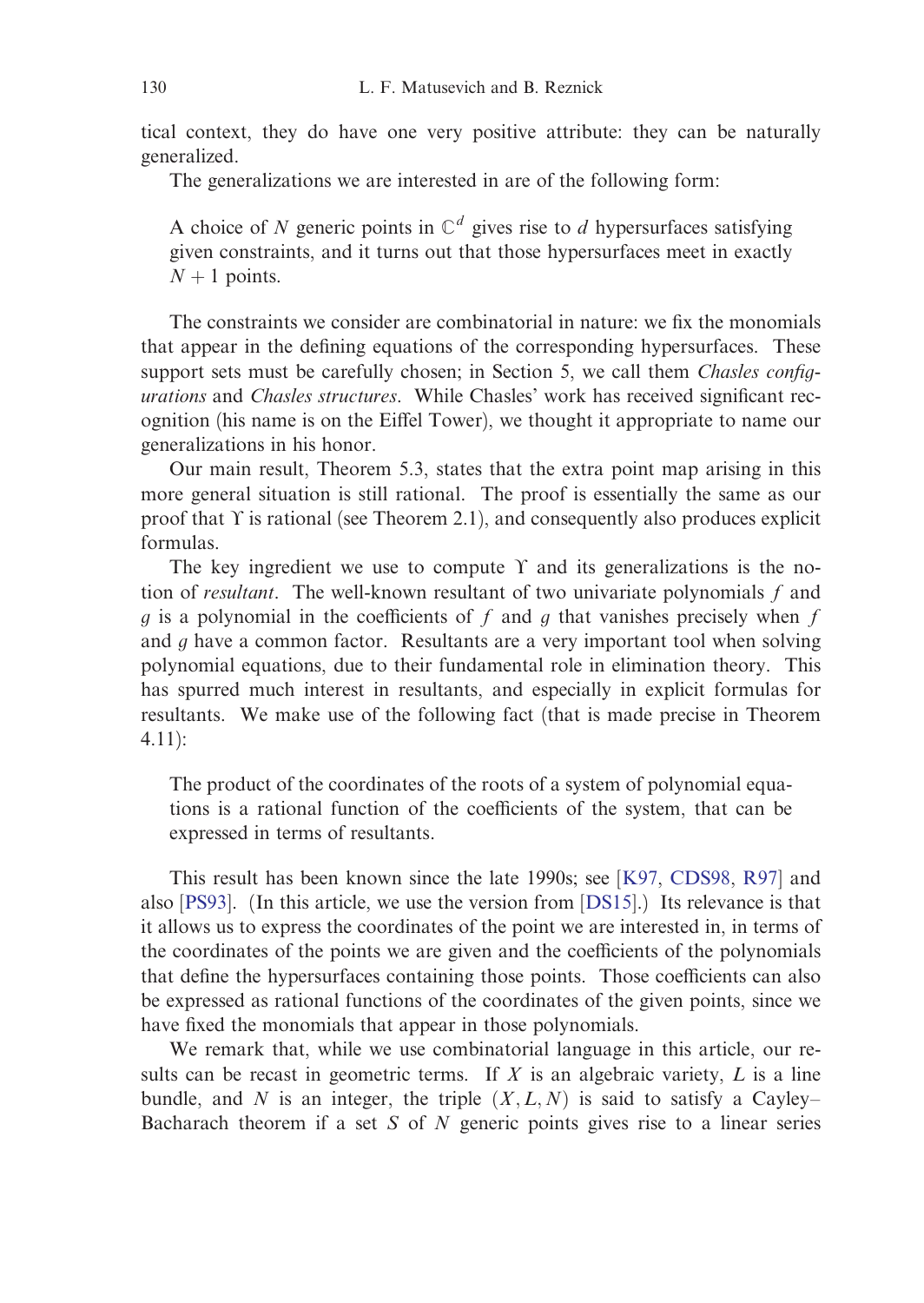tical context, they do have one very positive attribute: they can be naturally generalized.

The generalizations we are interested in are of the following form:

> A choice of $N$ generic points in $\mathbb{C}^d$ gives rise to $d$ hypersurfaces satisfying given constraints, and it turns out that those hypersurfaces meet in exactly $N+1$ points.

The constraints we consider are combinatorial in nature: we fix the monomials that appear in the defining equations of the corresponding hypersurfaces. These support sets must be carefully chosen; in Section 5, we call them *Chasles configurations* and *Chasles structures*. While Chasles' work has received significant recognition (his name is on the Eiffel Tower), we thought it appropriate to name our generalizations in his honor.

Our main result, Theorem 5.3, states that the extra point map arising in this more general situation is still rational. The proof is essentially the same as our proof that $\Upsilon$ is rational (see Theorem 2.1), and consequently also produces explicit formulas.

The key ingredient we use to compute $\Upsilon$ and its generalizations is the notion of *resultant*. The well-known resultant of two univariate polynomials $f$ and $g$ is a polynomial in the coefficients of $f$ and $g$ that vanishes precisely when $f$ and $g$ have a common factor. Resultants are a very important tool when solving polynomial equations, due to their fundamental role in elimination theory. This has spurred much interest in resultants, and especially in explicit formulas for resultants. We make use of the following fact (that is made precise in Theorem 4.11):

> The product of the coordinates of the roots of a system of polynomial equations is a rational function of the coefficients of the system, that can be expressed in terms of resultants.

This result has been known since the late 1990s; see [K97, CDS98, R97] and also [PS93]. (In this article, we use the version from [DS15].) Its relevance is that it allows us to express the coordinates of the point we are interested in, in terms of the coordinates of the points we are given and the coefficients of the polynomials that define the hypersurfaces containing those points. Those coefficients can also be expressed as rational functions of the coordinates of the given points, since we have fixed the monomials that appear in those polynomials.

We remark that, while we use combinatorial language in this article, our results can be recast in geometric terms. If $X$ is an algebraic variety, $L$ is a line bundle, and $N$ is an integer, the triple $(X, L, N)$ is said to satisfy a Cayley–Bacharach theorem if a set $S$ of $N$ generic points gives rise to a linear series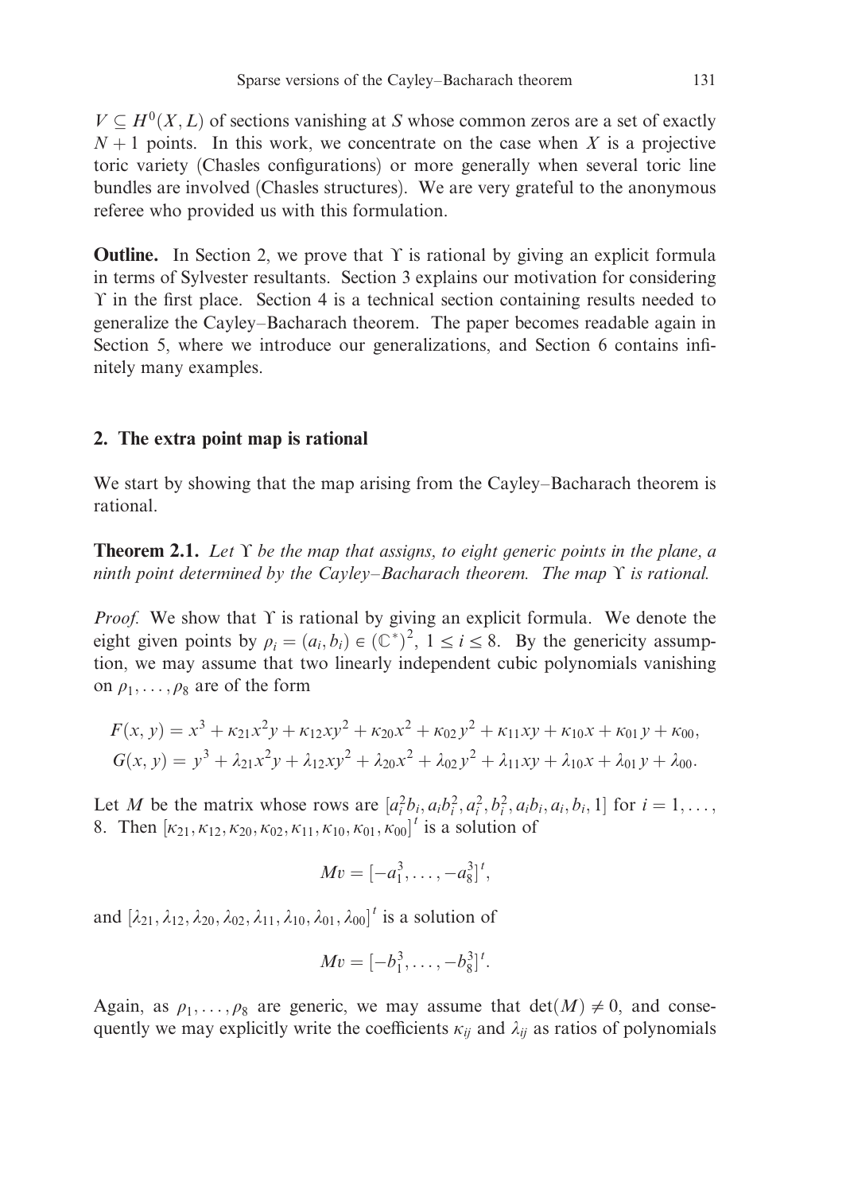$V \subseteq H^0(X, L)$ of sections vanishing at $S$ whose common zeros are a set of exactly $N+1$ points. In this work, we concentrate on the case when $X$ is a projective toric variety (Chasles configurations) or more generally when several toric line bundles are involved (Chasles structures). We are very grateful to the anonymous referee who provided us with this formulation.

**Outline.** In Section 2, we prove that $\Upsilon$ is rational by giving an explicit formula in terms of Sylvester resultants. Section 3 explains our motivation for considering $\Upsilon$ in the first place. Section 4 is a technical section containing results needed to generalize the Cayley–Bacharach theorem. The paper becomes readable again in Section 5, where we introduce our generalizations, and Section 6 contains infinitely many examples.

## 2. The extra point map is rational

We start by showing that the map arising from the Cayley–Bacharach theorem is rational.

**Theorem 2.1.** *Let $\Upsilon$ be the map that assigns, to eight generic points in the plane, a ninth point determined by the Cayley–Bacharach theorem. The map $\Upsilon$ is rational.*

*Proof.* We show that $\Upsilon$ is rational by giving an explicit formula. We denote the eight given points by $\rho_i = (a_i, b_i) \in (\mathbb{C}^*)^2$, $1 \leq i \leq 8$. By the genericity assumption, we may assume that two linearly independent cubic polynomials vanishing on $\rho_1, \ldots, \rho_8$ are of the form

$$F(x, y) = x^3 + \kappa_{21}x^2y + \kappa_{12}xy^2 + \kappa_{20}x^2 + \kappa_{02}y^2 + \kappa_{11}xy + \kappa_{10}x + \kappa_{01}y + \kappa_{00},$$
$$G(x, y) = y^3 + \lambda_{21}x^2y + \lambda_{12}xy^2 + \lambda_{20}x^2 + \lambda_{02}y^2 + \lambda_{11}xy + \lambda_{10}x + \lambda_{01}y + \lambda_{00}.$$

Let $M$ be the matrix whose rows are $[a_i^2b_i, a_ib_i^2, a_i^2, b_i^2, a_ib_i, a_i, b_i, 1]$ for $i = 1, \ldots, 8$. Then $[\kappa_{21}, \kappa_{12}, \kappa_{20}, \kappa_{02}, \kappa_{11}, \kappa_{10}, \kappa_{01}, \kappa_{00}]^t$ is a solution of

$$Mv = [-a_1^3, \ldots, -a_8^3]^t,$$

and $[\lambda_{21}, \lambda_{12}, \lambda_{20}, \lambda_{02}, \lambda_{11}, \lambda_{10}, \lambda_{01}, \lambda_{00}]^t$ is a solution of

$$Mv = [-b_1^3, \ldots, -b_8^3]^t.$$

Again, as $\rho_1, \ldots, \rho_8$ are generic, we may assume that $\det(M) \neq 0$, and consequently we may explicitly write the coefficients $\kappa_{ij}$ and $\lambda_{ij}$ as ratios of polynomials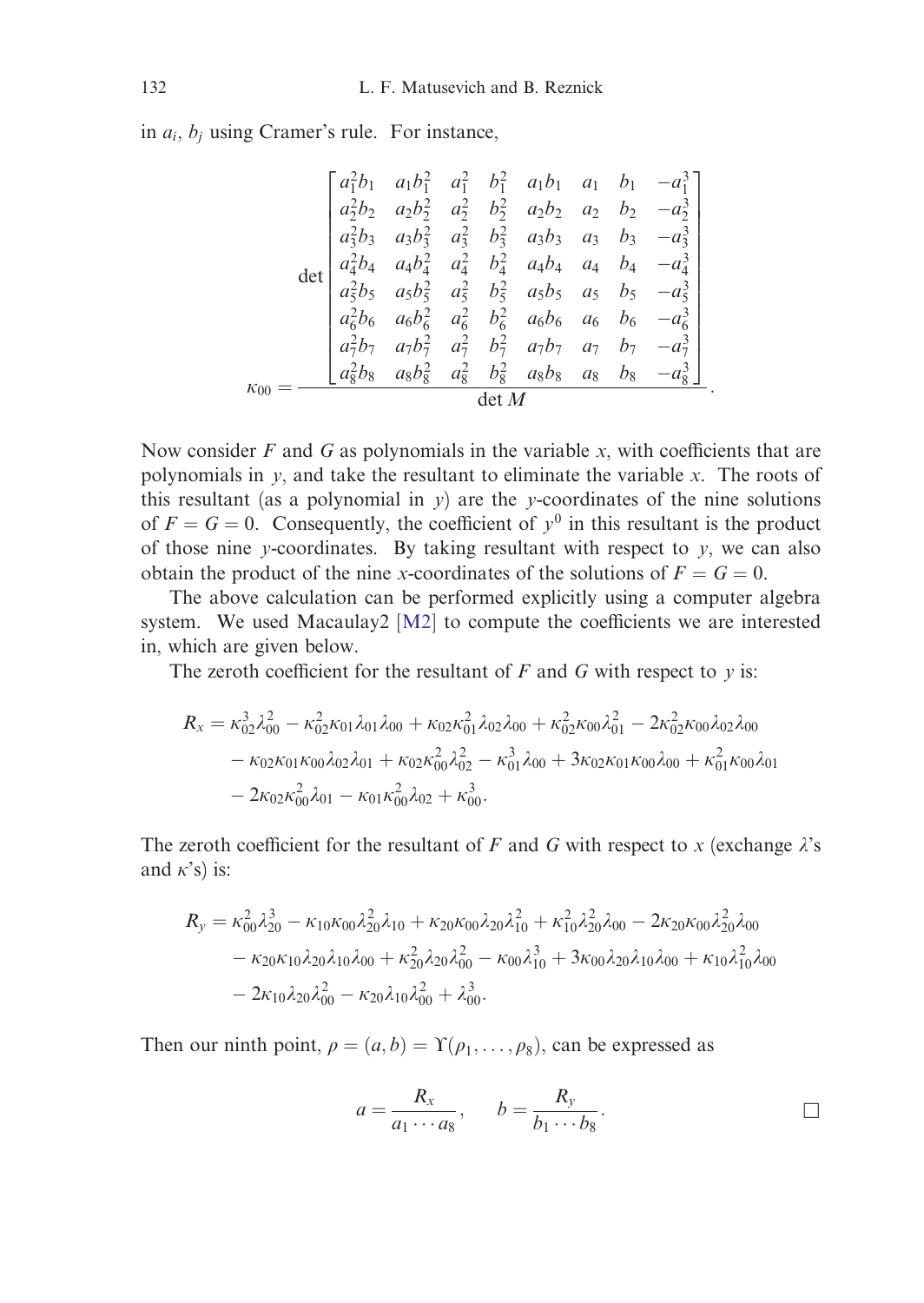in $a_i$, $b_j$ using Cramer's rule. For instance,

$$\kappa_{00} = \frac{\det \begin{bmatrix} a_1^2 b_1 & a_1 b_1^2 & a_1^2 & b_1^2 & a_1 b_1 & a_1 & b_1 & -a_1^3 \\ a_2^2 b_2 & a_2 b_2^2 & a_2^2 & b_2^2 & a_2 b_2 & a_2 & b_2 & -a_2^3 \\ a_3^2 b_3 & a_3 b_3^2 & a_3^2 & b_3^2 & a_3 b_3 & a_3 & b_3 & -a_3^3 \\ a_4^2 b_4 & a_4 b_4^2 & a_4^2 & b_4^2 & a_4 b_4 & a_4 & b_4 & -a_4^3 \\ a_5^2 b_5 & a_5 b_5^2 & a_5^2 & b_5^2 & a_5 b_5 & a_5 & b_5 & -a_5^3 \\ a_6^2 b_6 & a_6 b_6^2 & a_6^2 & b_6^2 & a_6 b_6 & a_6 & b_6 & -a_6^3 \\ a_7^2 b_7 & a_7 b_7^2 & a_7^2 & b_7^2 & a_7 b_7 & a_7 & b_7 & -a_7^3 \\ a_8^2 b_8 & a_8 b_8^2 & a_8^2 & b_8^2 & a_8 b_8 & a_8 & b_8 & -a_8^3 \end{bmatrix}}{\det M}.$$

Now consider $F$ and $G$ as polynomials in the variable $x$, with coefficients that are polynomials in $y$, and take the resultant to eliminate the variable $x$. The roots of this resultant (as a polynomial in $y$) are the $y$-coordinates of the nine solutions of $F = G = 0$. Consequently, the coefficient of $y^0$ in this resultant is the product of those nine $y$-coordinates. By taking resultant with respect to $y$, we can also obtain the product of the nine $x$-coordinates of the solutions of $F = G = 0$.

The above calculation can be performed explicitly using a computer algebra system. We used Macaulay2 [M2] to compute the coefficients we are interested in, which are given below.

The zeroth coefficient for the resultant of $F$ and $G$ with respect to $y$ is:

$$\begin{aligned} R_x = {} & \kappa_{02}^3 \lambda_{00}^2 - \kappa_{02}^2 \kappa_{01} \lambda_{01} \lambda_{00} + \kappa_{02} \kappa_{01}^2 \lambda_{02} \lambda_{00} + \kappa_{02}^2 \kappa_{00} \lambda_{01}^2 - 2\kappa_{02}^2 \kappa_{00} \lambda_{02} \lambda_{00} \\ & - \kappa_{02} \kappa_{01} \kappa_{00} \lambda_{02} \lambda_{01} + \kappa_{02} \kappa_{00}^2 \lambda_{02}^2 - \kappa_{01}^3 \lambda_{00} + 3\kappa_{02} \kappa_{01} \kappa_{00} \lambda_{00} + \kappa_{01}^2 \kappa_{00} \lambda_{01} \\ & - 2\kappa_{02} \kappa_{00}^2 \lambda_{01} - \kappa_{01} \kappa_{00}^2 \lambda_{02} + \kappa_{00}^3. \end{aligned}$$

The zeroth coefficient for the resultant of $F$ and $G$ with respect to $x$ (exchange $\lambda$'s and $\kappa$'s) is:

$$\begin{aligned} R_y = {} & \kappa_{00}^2 \lambda_{20}^3 - \kappa_{10} \kappa_{00} \lambda_{20}^2 \lambda_{10} + \kappa_{20} \kappa_{00} \lambda_{20} \lambda_{10}^2 + \kappa_{10}^2 \lambda_{20}^2 \lambda_{00} - 2\kappa_{20} \kappa_{00} \lambda_{20}^2 \lambda_{00} \\ & - \kappa_{20} \kappa_{10} \lambda_{20} \lambda_{10} \lambda_{00} + \kappa_{20}^2 \lambda_{20} \lambda_{00}^2 - \kappa_{00} \lambda_{10}^3 + 3\kappa_{00} \lambda_{20} \lambda_{10} \lambda_{00} + \kappa_{10} \lambda_{10}^2 \lambda_{00} \\ & - 2\kappa_{10} \lambda_{20} \lambda_{00}^2 - \kappa_{20} \lambda_{10} \lambda_{00}^2 + \lambda_{00}^3. \end{aligned}$$

Then our ninth point, $\rho = (a, b) = \Upsilon(\rho_1, \ldots, \rho_8)$, can be expressed as

$$a = \frac{R_x}{a_1 \cdots a_8}, \qquad b = \frac{R_y}{b_1 \cdots b_8}. \qquad \square$$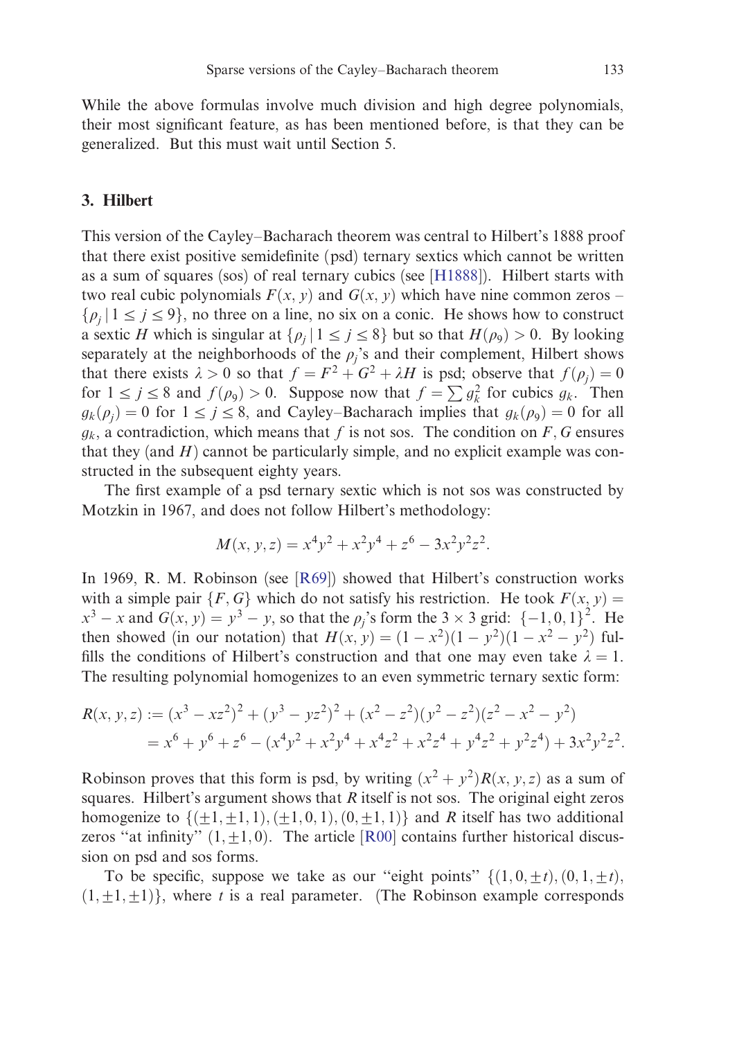While the above formulas involve much division and high degree polynomials, their most significant feature, as has been mentioned before, is that they can be generalized. But this must wait until Section 5.

## 3. Hilbert

This version of the Cayley–Bacharach theorem was central to Hilbert's 1888 proof that there exist positive semidefinite (psd) ternary sextics which cannot be written as a sum of squares (sos) of real ternary cubics (see [H1888]). Hilbert starts with two real cubic polynomials $F(x, y)$ and $G(x, y)$ which have nine common zeros – $\{\rho_j \mid 1 \le j \le 9\}$, no three on a line, no six on a conic. He shows how to construct a sextic $H$ which is singular at $\{\rho_j \mid 1 \le j \le 8\}$ but so that $H(\rho_9) > 0$. By looking separately at the neighborhoods of the $\rho_j$'s and their complement, Hilbert shows that there exists $\lambda > 0$ so that $f = F^2 + G^2 + \lambda H$ is psd; observe that $f(\rho_j) = 0$ for $1 \le j \le 8$ and $f(\rho_9) > 0$. Suppose now that $f = \sum g_k^2$ for cubics $g_k$. Then $g_k(\rho_j) = 0$ for $1 \le j \le 8$, and Cayley–Bacharach implies that $g_k(\rho_9) = 0$ for all $g_k$, a contradiction, which means that $f$ is not sos. The condition on $F, G$ ensures that they (and $H$) cannot be particularly simple, and no explicit example was constructed in the subsequent eighty years.

The first example of a psd ternary sextic which is not sos was constructed by Motzkin in 1967, and does not follow Hilbert's methodology:

$$M(x, y, z) = x^4y^2 + x^2y^4 + z^6 - 3x^2y^2z^2.$$

In 1969, R. M. Robinson (see [R69]) showed that Hilbert's construction works with a simple pair $\{F, G\}$ which do not satisfy his restriction. He took $F(x, y) = x^3 - x$ and $G(x, y) = y^3 - y$, so that the $\rho_j$'s form the $3 \times 3$ grid: $\{-1, 0, 1\}^2$. He then showed (in our notation) that $H(x, y) = (1 - x^2)(1 - y^2)(1 - x^2 - y^2)$ fulfills the conditions of Hilbert's construction and that one may even take $\lambda = 1$. The resulting polynomial homogenizes to an even symmetric ternary sextic form:

$$\begin{aligned} R(x, y, z) &:= (x^3 - xz^2)^2 + (y^3 - yz^2)^2 + (x^2 - z^2)(y^2 - z^2)(z^2 - x^2 - y^2) \\ &= x^6 + y^6 + z^6 - (x^4y^2 + x^2y^4 + x^4z^2 + x^2z^4 + y^4z^2 + y^2z^4) + 3x^2y^2z^2. \end{aligned}$$

Robinson proves that this form is psd, by writing $(x^2 + y^2)R(x, y, z)$ as a sum of squares. Hilbert's argument shows that $R$ itself is not sos. The original eight zeros homogenize to $\{(\pm 1, \pm 1, 1), (\pm 1, 0, 1), (0, \pm 1, 1)\}$ and $R$ itself has two additional zeros "at infinity" $(1, \pm 1, 0)$. The article [R00] contains further historical discussion on psd and sos forms.

To be specific, suppose we take as our "eight points" $\{(1, 0, \pm t), (0, 1, \pm t), (1, \pm 1, \pm 1)\}$, where $t$ is a real parameter. (The Robinson example corresponds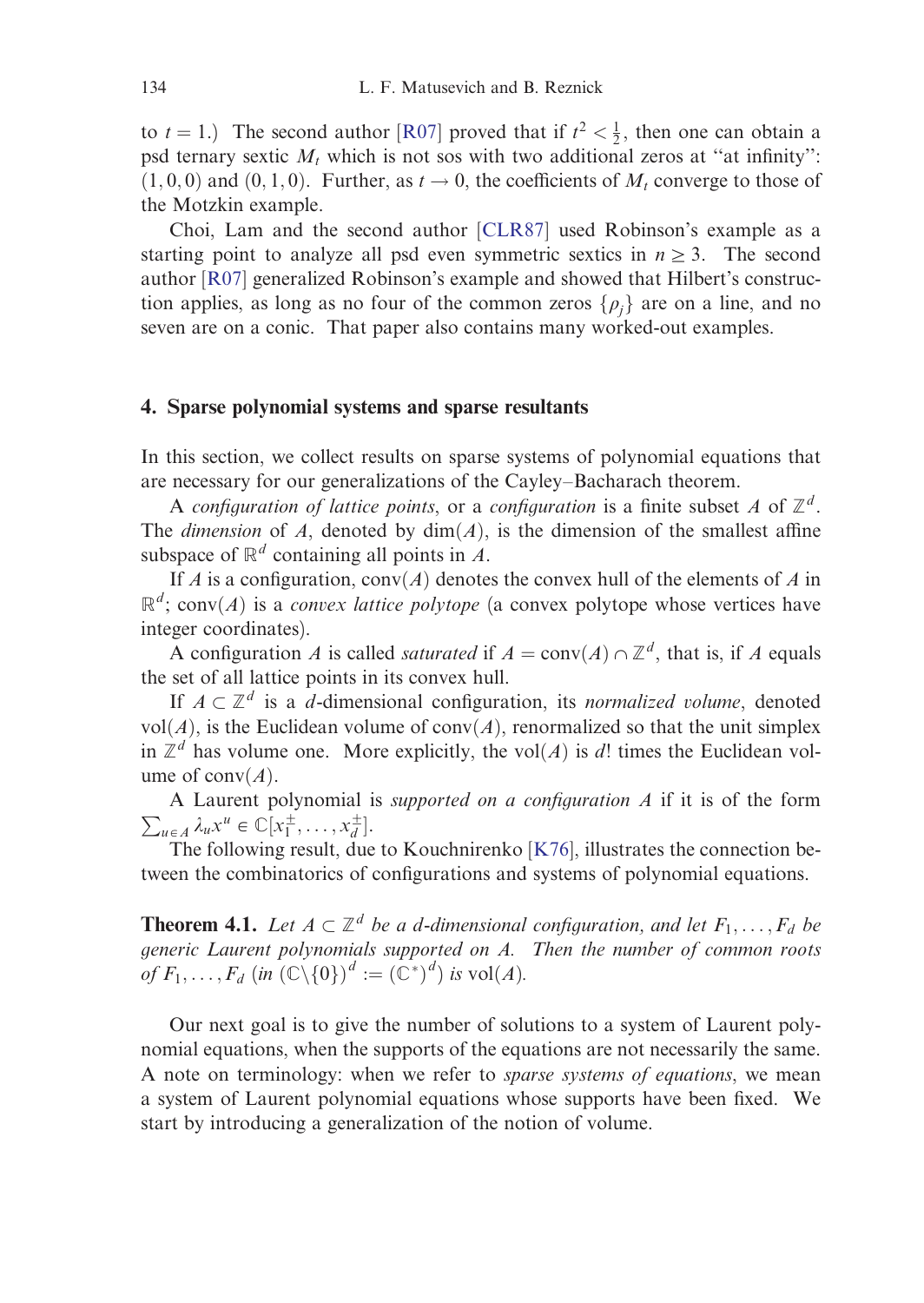to $t = 1$.) The second author [R07] proved that if $t^2 < \frac{1}{2}$, then one can obtain a psd ternary sextic $M_t$ which is not sos with two additional zeros at "at infinity": $(1, 0, 0)$ and $(0, 1, 0)$. Further, as $t \to 0$, the coefficients of $M_t$ converge to those of the Motzkin example.

Choi, Lam and the second author [CLR87] used Robinson's example as a starting point to analyze all psd even symmetric sextics in $n \geq 3$. The second author [R07] generalized Robinson's example and showed that Hilbert's construction applies, as long as no four of the common zeros $\{\rho_j\}$ are on a line, and no seven are on a conic. That paper also contains many worked-out examples.

## 4. Sparse polynomial systems and sparse resultants

In this section, we collect results on sparse systems of polynomial equations that are necessary for our generalizations of the Cayley–Bacharach theorem.

A *configuration of lattice points*, or a *configuration* is a finite subset $A$ of $\mathbb{Z}^d$. The *dimension* of $A$, denoted by $\dim(A)$, is the dimension of the smallest affine subspace of $\mathbb{R}^d$ containing all points in $A$.

If $A$ is a configuration, $\mathrm{conv}(A)$ denotes the convex hull of the elements of $A$ in $\mathbb{R}^d$; $\mathrm{conv}(A)$ is a *convex lattice polytope* (a convex polytope whose vertices have integer coordinates).

A configuration $A$ is called *saturated* if $A = \mathrm{conv}(A) \cap \mathbb{Z}^d$, that is, if $A$ equals the set of all lattice points in its convex hull.

If $A \subset \mathbb{Z}^d$ is a $d$-dimensional configuration, its *normalized volume*, denoted $\mathrm{vol}(A)$, is the Euclidean volume of $\mathrm{conv}(A)$, renormalized so that the unit simplex in $\mathbb{Z}^d$ has volume one. More explicitly, the $\mathrm{vol}(A)$ is $d!$ times the Euclidean volume of $\mathrm{conv}(A)$.

A Laurent polynomial is *supported on a configuration* $A$ if it is of the form $\sum_{u \in A} \lambda_u x^u \in \mathbb{C}[x_1^{\pm}, \ldots, x_d^{\pm}]$.

The following result, due to Kouchnirenko [K76], illustrates the connection between the combinatorics of configurations and systems of polynomial equations.

**Theorem 4.1.** *Let $A \subset \mathbb{Z}^d$ be a $d$-dimensional configuration, and let $F_1, \ldots, F_d$ be generic Laurent polynomials supported on $A$. Then the number of common roots of $F_1, \ldots, F_d$ (in $(\mathbb{C}\backslash\{0\})^d := (\mathbb{C}^*)^d$) is $\mathrm{vol}(A)$.*

Our next goal is to give the number of solutions to a system of Laurent polynomial equations, when the supports of the equations are not necessarily the same. A note on terminology: when we refer to *sparse systems of equations*, we mean a system of Laurent polynomial equations whose supports have been fixed. We start by introducing a generalization of the notion of volume.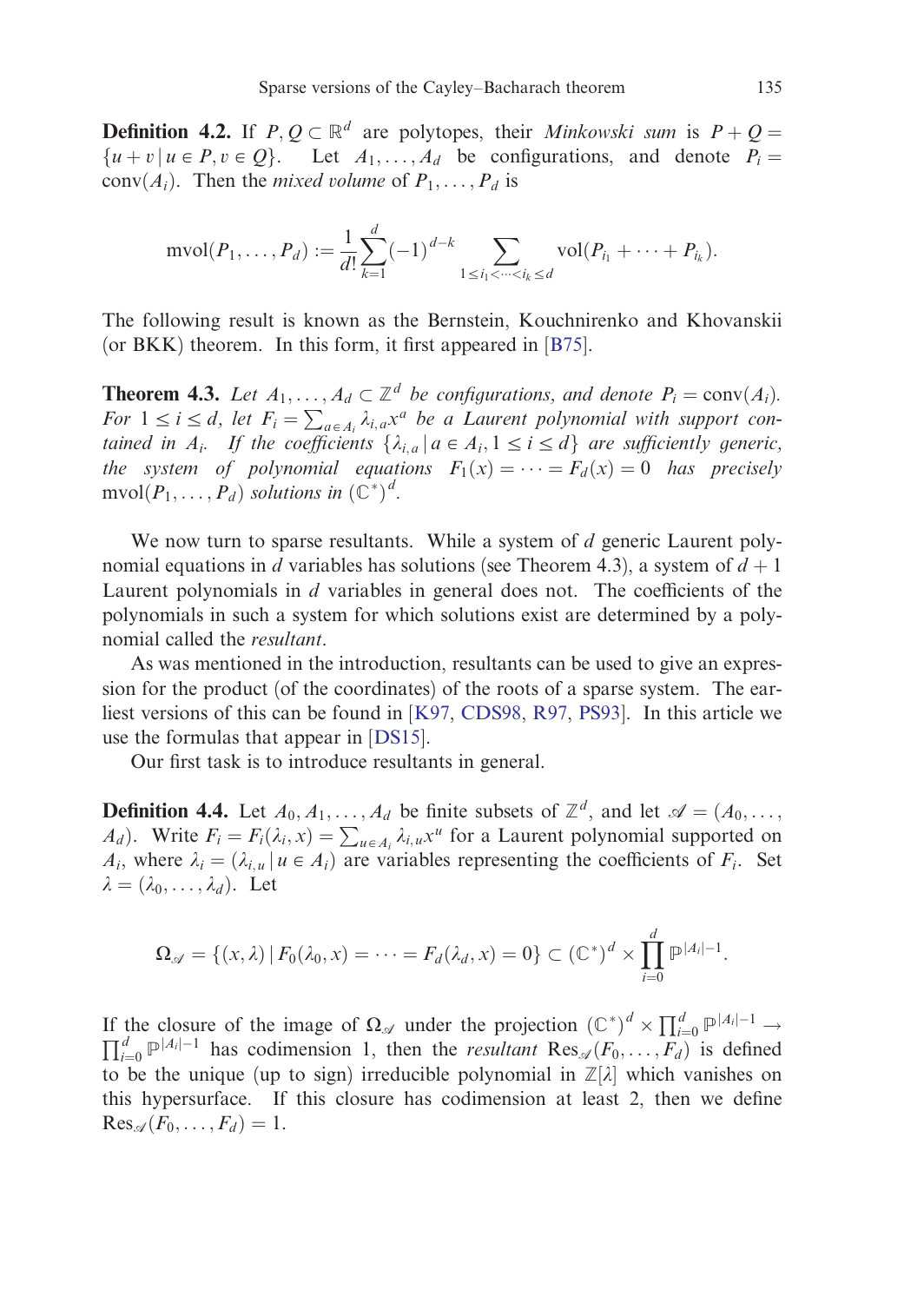**Definition 4.2.** If $P, Q \subset \mathbb{R}^d$ are polytopes, their *Minkowski sum* is $P + Q = \{u + v \mid u \in P, v \in Q\}$. Let $A_1, \ldots, A_d$ be configurations, and denote $P_i = \operatorname{conv}(A_i)$. Then the *mixed volume* of $P_1, \ldots, P_d$ is

$$\operatorname{mvol}(P_1, \ldots, P_d) := \frac{1}{d!} \sum_{k=1}^{d} (-1)^{d-k} \sum_{1 \leq i_1 < \cdots < i_k \leq d} \operatorname{vol}(P_{i_1} + \cdots + P_{i_k}).$$

The following result is known as the Bernstein, Kouchnirenko and Khovanskii (or BKK) theorem. In this form, it first appeared in [B75].

**Theorem 4.3.** *Let $A_1, \ldots, A_d \subset \mathbb{Z}^d$ be configurations, and denote $P_i = \operatorname{conv}(A_i)$. For $1 \leq i \leq d$, let $F_i = \sum_{a \in A_i} \lambda_{i,a} x^a$ be a Laurent polynomial with support contained in $A_i$. If the coefficients $\{\lambda_{i,a} \mid a \in A_i, 1 \leq i \leq d\}$ are sufficiently generic, the system of polynomial equations $F_1(x) = \cdots = F_d(x) = 0$ has precisely $\operatorname{mvol}(P_1, \ldots, P_d)$ solutions in $(\mathbb{C}^*)^d$.*

We now turn to sparse resultants. While a system of $d$ generic Laurent polynomial equations in $d$ variables has solutions (see Theorem 4.3), a system of $d + 1$ Laurent polynomials in $d$ variables in general does not. The coefficients of the polynomials in such a system for which solutions exist are determined by a polynomial called the *resultant*.

As was mentioned in the introduction, resultants can be used to give an expression for the product (of the coordinates) of the roots of a sparse system. The earliest versions of this can be found in [K97, CDS98, R97, PS93]. In this article we use the formulas that appear in [DS15].

Our first task is to introduce resultants in general.

**Definition 4.4.** Let $A_0, A_1, \ldots, A_d$ be finite subsets of $\mathbb{Z}^d$, and let $\mathscr{A} = (A_0, \ldots, A_d)$. Write $F_i = F_i(\lambda_i, x) = \sum_{u \in A_i} \lambda_{i,u} x^u$ for a Laurent polynomial supported on $A_i$, where $\lambda_i = (\lambda_{i,u} \mid u \in A_i)$ are variables representing the coefficients of $F_i$. Set $\lambda = (\lambda_0, \ldots, \lambda_d)$. Let

$$\Omega_{\mathscr{A}} = \{(x, \lambda) \mid F_0(\lambda_0, x) = \cdots = F_d(\lambda_d, x) = 0\} \subset (\mathbb{C}^*)^d \times \prod_{i=0}^{d} \mathbb{P}^{|A_i|-1}.$$

If the closure of the image of $\Omega_{\mathscr{A}}$ under the projection $(\mathbb{C}^*)^d \times \prod_{i=0}^{d} \mathbb{P}^{|A_i|-1} \to \prod_{i=0}^{d} \mathbb{P}^{|A_i|-1}$ has codimension 1, then the *resultant* $\operatorname{Res}_{\mathscr{A}}(F_0, \ldots, F_d)$ is defined to be the unique (up to sign) irreducible polynomial in $\mathbb{Z}[\lambda]$ which vanishes on this hypersurface. If this closure has codimension at least 2, then we define $\operatorname{Res}_{\mathscr{A}}(F_0, \ldots, F_d) = 1$.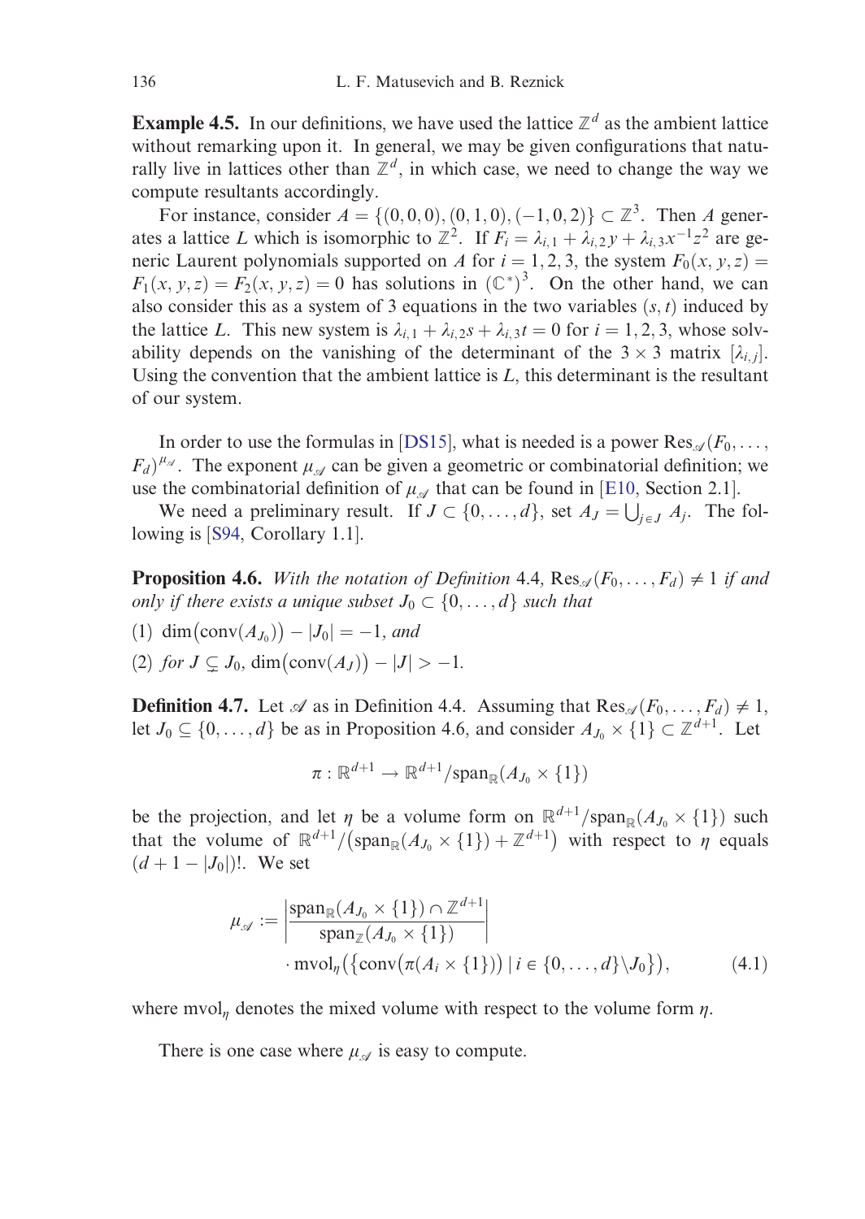**Example 4.5.** In our definitions, we have used the lattice $\mathbb{Z}^d$ as the ambient lattice without remarking upon it. In general, we may be given configurations that naturally live in lattices other than $\mathbb{Z}^d$, in which case, we need to change the way we compute resultants accordingly.

For instance, consider $A = \{(0,0,0), (0,1,0), (-1,0,2)\} \subset \mathbb{Z}^3$. Then $A$ generates a lattice $L$ which is isomorphic to $\mathbb{Z}^2$. If $F_i = \lambda_{i,1} + \lambda_{i,2} y + \lambda_{i,3} x^{-1} z^2$ are generic Laurent polynomials supported on $A$ for $i = 1, 2, 3$, the system $F_0(x,y,z) = F_1(x,y,z) = F_2(x,y,z) = 0$ has solutions in $(\mathbb{C}^*)^3$. On the other hand, we can also consider this as a system of 3 equations in the two variables $(s,t)$ induced by the lattice $L$. This new system is $\lambda_{i,1} + \lambda_{i,2} s + \lambda_{i,3} t = 0$ for $i = 1, 2, 3$, whose solvability depends on the vanishing of the determinant of the $3 \times 3$ matrix $[\lambda_{i,j}]$. Using the convention that the ambient lattice is $L$, this determinant is the resultant of our system.

In order to use the formulas in [DS15], what is needed is a power $\mathrm{Res}_{\mathscr{A}}(F_0, \ldots, F_d)^{\mu_{\mathscr{A}}}$. The exponent $\mu_{\mathscr{A}}$ can be given a geometric or combinatorial definition; we use the combinatorial definition of $\mu_{\mathscr{A}}$ that can be found in [E10, Section 2.1].

We need a preliminary result. If $J \subset \{0, \ldots, d\}$, set $A_J = \bigcup_{j \in J} A_j$. The following is [S94, Corollary 1.1].

**Proposition 4.6.** *With the notation of Definition* 4.4, $\mathrm{Res}_{\mathscr{A}}(F_0, \ldots, F_d) \neq 1$ *if and only if there exists a unique subset* $J_0 \subset \{0, \ldots, d\}$ *such that*

(1) $\dim\big(\mathrm{conv}(A_{J_0})\big) - |J_0| = -1$, *and*

(2) *for* $J \subsetneq J_0$, $\dim\big(\mathrm{conv}(A_J)\big) - |J| > -1$.

**Definition 4.7.** Let $\mathscr{A}$ as in Definition 4.4. Assuming that $\mathrm{Res}_{\mathscr{A}}(F_0, \ldots, F_d) \neq 1$, let $J_0 \subseteq \{0, \ldots, d\}$ be as in Proposition 4.6, and consider $A_{J_0} \times \{1\} \subset \mathbb{Z}^{d+1}$. Let

$$\pi : \mathbb{R}^{d+1} \to \mathbb{R}^{d+1}/\mathrm{span}_{\mathbb{R}}(A_{J_0} \times \{1\})$$

be the projection, and let $\eta$ be a volume form on $\mathbb{R}^{d+1}/\mathrm{span}_{\mathbb{R}}(A_{J_0} \times \{1\})$ such that the volume of $\mathbb{R}^{d+1}/\big(\mathrm{span}_{\mathbb{R}}(A_{J_0} \times \{1\}) + \mathbb{Z}^{d+1}\big)$ with respect to $\eta$ equals $(d+1-|J_0|)!$. We set

$$\mu_{\mathscr{A}} := \left| \frac{\mathrm{span}_{\mathbb{R}}(A_{J_0} \times \{1\}) \cap \mathbb{Z}^{d+1}}{\mathrm{span}_{\mathbb{Z}}(A_{J_0} \times \{1\})} \right| \cdot \mathrm{mvol}_\eta\big(\{\mathrm{conv}\big(\pi(A_i \times \{1\})\big) \mid i \in \{0, \ldots, d\} \backslash J_0\}\big), \tag{4.1}$$

where $\mathrm{mvol}_\eta$ denotes the mixed volume with respect to the volume form $\eta$.

There is one case where $\mu_{\mathscr{A}}$ is easy to compute.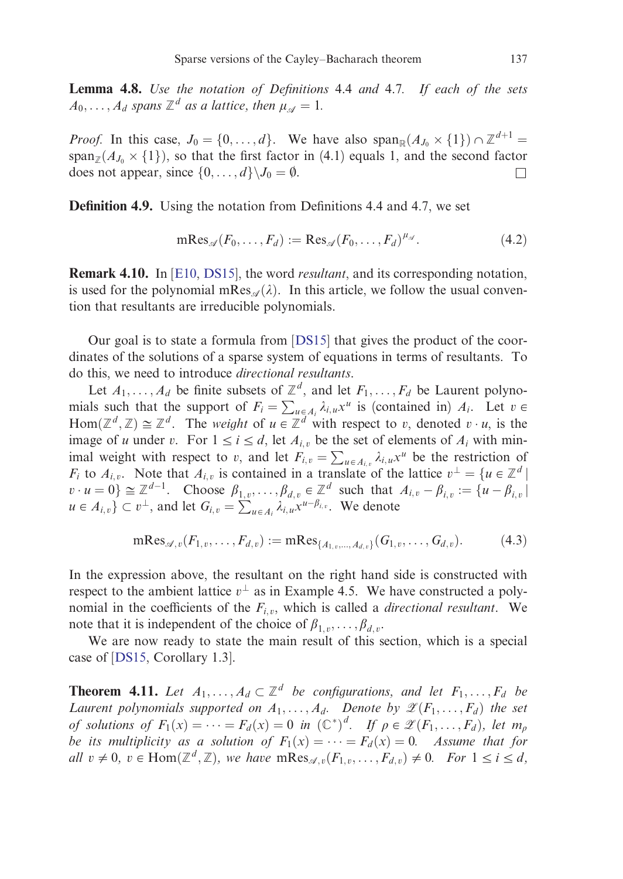**Lemma 4.8.** *Use the notation of Definitions* 4.4 *and* 4.7*. If each of the sets* $A_0, \ldots, A_d$ *spans* $\mathbb{Z}^d$ *as a lattice, then* $\mu_{\mathscr{A}} = 1$.

*Proof.* In this case, $J_0 = \{0, \ldots, d\}$. We have also $\operatorname{span}_{\mathbb{R}}(A_{J_0} \times \{1\}) \cap \mathbb{Z}^{d+1} = \operatorname{span}_{\mathbb{Z}}(A_{J_0} \times \{1\})$, so that the first factor in (4.1) equals 1, and the second factor does not appear, since $\{0, \ldots, d\} \backslash J_0 = \emptyset$. $\square$

**Definition 4.9.** Using the notation from Definitions 4.4 and 4.7, we set

$$\operatorname{mRes}_{\mathscr{A}}(F_0, \ldots, F_d) := \operatorname{Res}_{\mathscr{A}}(F_0, \ldots, F_d)^{\mu_{\mathscr{A}}}. \tag{4.2}$$

**Remark 4.10.** In [E10, DS15], the word *resultant*, and its corresponding notation, is used for the polynomial $\operatorname{mRes}_{\mathscr{A}}(\lambda)$. In this article, we follow the usual convention that resultants are irreducible polynomials.

Our goal is to state a formula from [DS15] that gives the product of the coordinates of the solutions of a sparse system of equations in terms of resultants. To do this, we need to introduce *directional resultants*.

Let $A_1, \ldots, A_d$ be finite subsets of $\mathbb{Z}^d$, and let $F_1, \ldots, F_d$ be Laurent polynomials such that the support of $F_i = \sum_{u \in A_i} \lambda_{i,u} x^u$ is (contained in) $A_i$. Let $v \in \operatorname{Hom}(\mathbb{Z}^d, \mathbb{Z}) \cong \mathbb{Z}^d$. The *weight* of $u \in \mathbb{Z}^d$ with respect to $v$, denoted $v \cdot u$, is the image of $u$ under $v$. For $1 \le i \le d$, let $A_{i,v}$ be the set of elements of $A_i$ with minimal weight with respect to $v$, and let $F_{i,v} = \sum_{u \in A_{i,v}} \lambda_{i,u} x^u$ be the restriction of $F_i$ to $A_{i,v}$. Note that $A_{i,v}$ is contained in a translate of the lattice $v^\perp = \{u \in \mathbb{Z}^d \mid v \cdot u = 0\} \cong \mathbb{Z}^{d-1}$. Choose $\beta_{1,v}, \ldots, \beta_{d,v} \in \mathbb{Z}^d$ such that $A_{i,v} - \beta_{i,v} := \{u - \beta_{i,v} \mid u \in A_{i,v}\} \subset v^\perp$, and let $G_{i,v} = \sum_{u \in A_i} \lambda_{i,u} x^{u - \beta_{i,v}}$. We denote

$$\operatorname{mRes}_{\mathscr{A},v}(F_{1,v}, \ldots, F_{d,v}) := \operatorname{mRes}_{\{A_{1,v}, \ldots, A_{d,v}\}}(G_{1,v}, \ldots, G_{d,v}). \tag{4.3}$$

In the expression above, the resultant on the right hand side is constructed with respect to the ambient lattice $v^\perp$ as in Example 4.5. We have constructed a polynomial in the coefficients of the $F_{i,v}$, which is called a *directional resultant*. We note that it is independent of the choice of $\beta_{1,v}, \ldots, \beta_{d,v}$.

We are now ready to state the main result of this section, which is a special case of [DS15, Corollary 1.3].

**Theorem 4.11.** *Let* $A_1, \ldots, A_d \subset \mathbb{Z}^d$ *be configurations, and let* $F_1, \ldots, F_d$ *be Laurent polynomials supported on* $A_1, \ldots, A_d$. *Denote by* $\mathscr{Z}(F_1, \ldots, F_d)$ *the set of solutions of* $F_1(x) = \cdots = F_d(x) = 0$ *in* $(\mathbb{C}^*)^d$. *If* $\rho \in \mathscr{Z}(F_1, \ldots, F_d)$, *let* $m_\rho$ *be its multiplicity as a solution of* $F_1(x) = \cdots = F_d(x) = 0$. *Assume that for all* $v \neq 0$, $v \in \operatorname{Hom}(\mathbb{Z}^d, \mathbb{Z})$, *we have* $\operatorname{mRes}_{\mathscr{A},v}(F_{1,v}, \ldots, F_{d,v}) \neq 0$. *For* $1 \le i \le d$,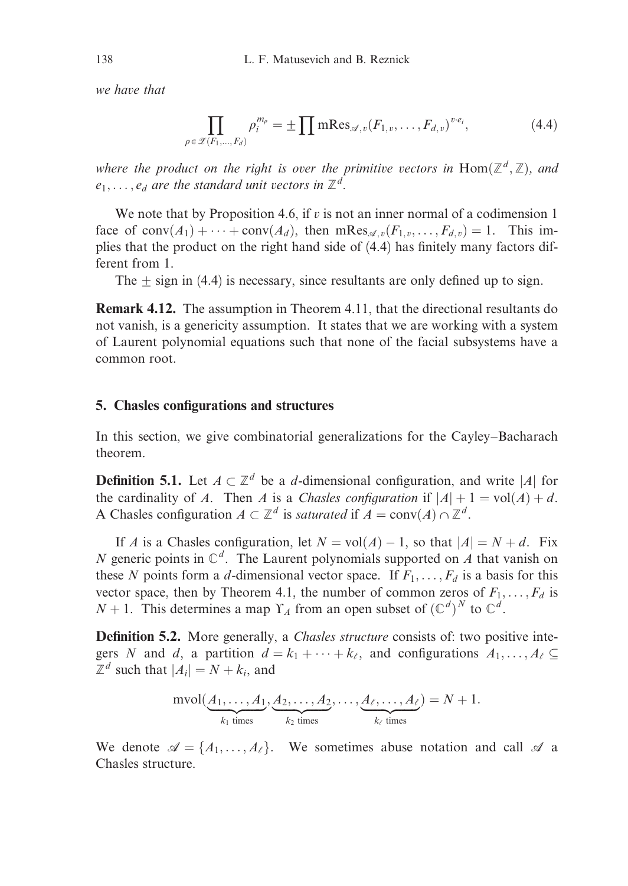*we have that*

$$\prod_{\rho \in \mathscr{Z}(F_1,\ldots,F_d)} \rho_i^{m_\rho} = \pm \prod \mathrm{mRes}_{\mathscr{A},v}(F_{1,v},\ldots,F_{d,v})^{v\cdot e_i}, \tag{4.4}$$

*where the product on the right is over the primitive vectors in* $\mathrm{Hom}(\mathbb{Z}^d,\mathbb{Z})$*, and* $e_1,\ldots,e_d$ *are the standard unit vectors in* $\mathbb{Z}^d$.

We note that by Proposition 4.6, if $v$ is not an inner normal of a codimension 1 face of $\mathrm{conv}(A_1)+\cdots+\mathrm{conv}(A_d)$, then $\mathrm{mRes}_{\mathscr{A},v}(F_{1,v},\ldots,F_{d,v})=1$. This implies that the product on the right hand side of (4.4) has finitely many factors different from 1.

The $\pm$ sign in (4.4) is necessary, since resultants are only defined up to sign.

**Remark 4.12.** The assumption in Theorem 4.11, that the directional resultants do not vanish, is a genericity assumption. It states that we are working with a system of Laurent polynomial equations such that none of the facial subsystems have a common root.

## 5. Chasles configurations and structures

In this section, we give combinatorial generalizations for the Cayley–Bacharach theorem.

**Definition 5.1.** Let $A \subset \mathbb{Z}^d$ be a $d$-dimensional configuration, and write $|A|$ for the cardinality of $A$. Then $A$ is a *Chasles configuration* if $|A|+1=\mathrm{vol}(A)+d$. A Chasles configuration $A\subset\mathbb{Z}^d$ is *saturated* if $A=\mathrm{conv}(A)\cap\mathbb{Z}^d$.

If $A$ is a Chasles configuration, let $N=\mathrm{vol}(A)-1$, so that $|A|=N+d$. Fix $N$ generic points in $\mathbb{C}^d$. The Laurent polynomials supported on $A$ that vanish on these $N$ points form a $d$-dimensional vector space. If $F_1,\ldots,F_d$ is a basis for this vector space, then by Theorem 4.1, the number of common zeros of $F_1,\ldots,F_d$ is $N+1$. This determines a map $\Upsilon_A$ from an open subset of $(\mathbb{C}^d)^N$ to $\mathbb{C}^d$.

**Definition 5.2.** More generally, a *Chasles structure* consists of: two positive integers $N$ and $d$, a partition $d=k_1+\cdots+k_\ell$, and configurations $A_1,\ldots,A_\ell\subseteq\mathbb{Z}^d$ such that $|A_i|=N+k_i$, and

$$\mathrm{mvol}(\underbrace{A_1,\ldots,A_1}_{k_1\text{ times}},\underbrace{A_2,\ldots,A_2}_{k_2\text{ times}},\ldots,\underbrace{A_\ell,\ldots,A_\ell}_{k_\ell\text{ times}})=N+1.$$

We denote $\mathscr{A}=\{A_1,\ldots,A_\ell\}$. We sometimes abuse notation and call $\mathscr{A}$ a Chasles structure.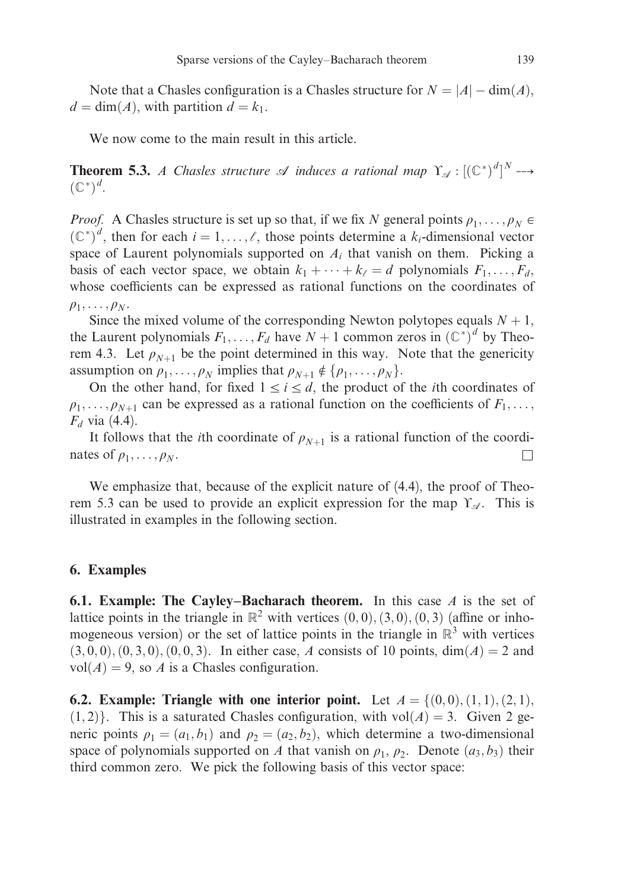Note that a Chasles configuration is a Chasles structure for $N = |A| - \dim(A)$, $d = \dim(A)$, with partition $d = k_1$.

We now come to the main result in this article.

**Theorem 5.3.** *A Chasles structure* $\mathscr{A}$ *induces a rational map* $\Upsilon_{\mathscr{A}} : [(\mathbb{C}^*)^d]^N \dashrightarrow (\mathbb{C}^*)^d$.

*Proof.* A Chasles structure is set up so that, if we fix $N$ general points $\rho_1, \ldots, \rho_N \in (\mathbb{C}^*)^d$, then for each $i = 1, \ldots, \ell$, those points determine a $k_i$-dimensional vector space of Laurent polynomials supported on $A_i$ that vanish on them. Picking a basis of each vector space, we obtain $k_1 + \cdots + k_\ell = d$ polynomials $F_1, \ldots, F_d$, whose coefficients can be expressed as rational functions on the coordinates of $\rho_1, \ldots, \rho_N$.

Since the mixed volume of the corresponding Newton polytopes equals $N + 1$, the Laurent polynomials $F_1, \ldots, F_d$ have $N + 1$ common zeros in $(\mathbb{C}^*)^d$ by Theorem 4.3. Let $\rho_{N+1}$ be the point determined in this way. Note that the genericity assumption on $\rho_1, \ldots, \rho_N$ implies that $\rho_{N+1} \notin \{\rho_1, \ldots, \rho_N\}$.

On the other hand, for fixed $1 \leq i \leq d$, the product of the $i$th coordinates of $\rho_1, \ldots, \rho_{N+1}$ can be expressed as a rational function on the coefficients of $F_1, \ldots, F_d$ via (4.4).

It follows that the $i$th coordinate of $\rho_{N+1}$ is a rational function of the coordinates of $\rho_1, \ldots, \rho_N$. $\square$

We emphasize that, because of the explicit nature of (4.4), the proof of Theorem 5.3 can be used to provide an explicit expression for the map $\Upsilon_{\mathscr{A}}$. This is illustrated in examples in the following section.

## 6. Examples

**6.1. Example: The Cayley–Bacharach theorem.** In this case $A$ is the set of lattice points in the triangle in $\mathbb{R}^2$ with vertices $(0,0), (3,0), (0,3)$ (affine or inhomogeneous version) or the set of lattice points in the triangle in $\mathbb{R}^3$ with vertices $(3,0,0), (0,3,0), (0,0,3)$. In either case, $A$ consists of 10 points, $\dim(A) = 2$ and $\mathrm{vol}(A) = 9$, so $A$ is a Chasles configuration.

**6.2. Example: Triangle with one interior point.** Let $A = \{(0,0), (1,1), (2,1), (1,2)\}$. This is a saturated Chasles configuration, with $\mathrm{vol}(A) = 3$. Given 2 generic points $\rho_1 = (a_1, b_1)$ and $\rho_2 = (a_2, b_2)$, which determine a two-dimensional space of polynomials supported on $A$ that vanish on $\rho_1$, $\rho_2$. Denote $(a_3, b_3)$ their third common zero. We pick the following basis of this vector space: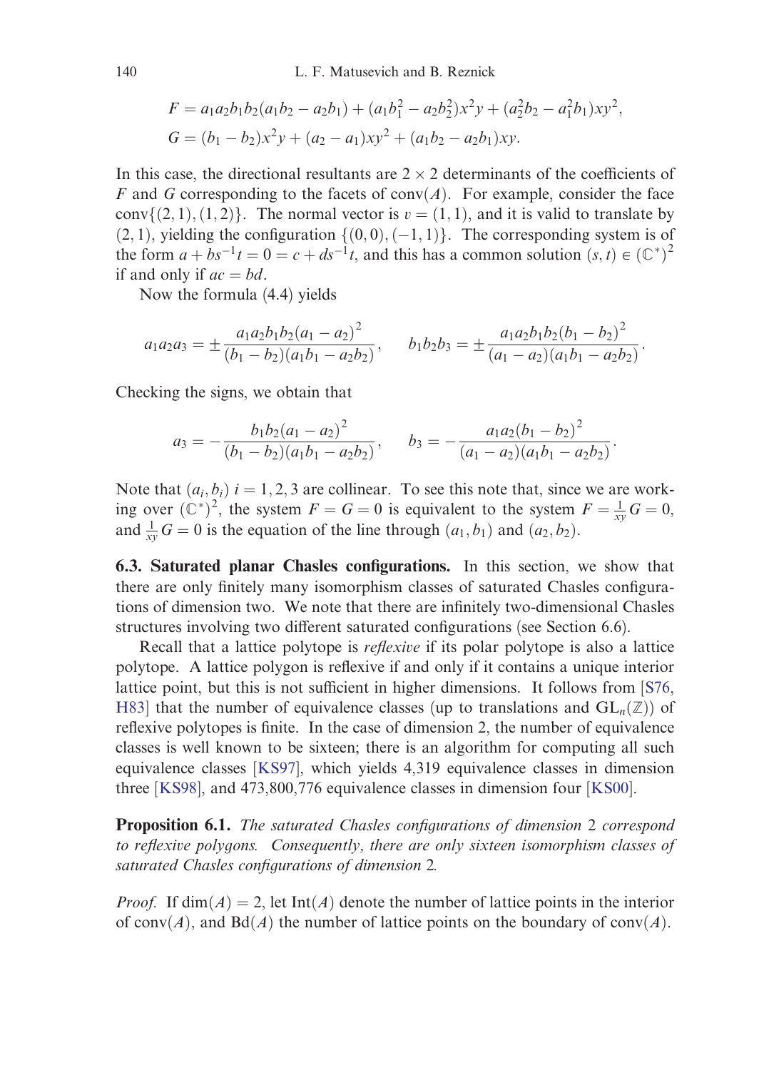$$F = a_1 a_2 b_1 b_2 (a_1 b_2 - a_2 b_1) + (a_1 b_1^2 - a_2 b_2^2) x^2 y + (a_2^2 b_2 - a_1^2 b_1) x y^2,$$
$$G = (b_1 - b_2) x^2 y + (a_2 - a_1) x y^2 + (a_1 b_2 - a_2 b_1) x y.$$

In this case, the directional resultants are $2 \times 2$ determinants of the coefficients of $F$ and $G$ corresponding to the facets of $\operatorname{conv}(A)$. For example, consider the face $\operatorname{conv}\{(2,1),(1,2)\}$. The normal vector is $v = (1,1)$, and it is valid to translate by $(2,1)$, yielding the configuration $\{(0,0),(-1,1)\}$. The corresponding system is of the form $a + bs^{-1}t = 0 = c + ds^{-1}t$, and this has a common solution $(s,t) \in (\mathbb{C}^*)^2$ if and only if $ac = bd$.

Now the formula (4.4) yields

$$a_1 a_2 a_3 = \pm \frac{a_1 a_2 b_1 b_2 (a_1 - a_2)^2}{(b_1 - b_2)(a_1 b_1 - a_2 b_2)}, \qquad b_1 b_2 b_3 = \pm \frac{a_1 a_2 b_1 b_2 (b_1 - b_2)^2}{(a_1 - a_2)(a_1 b_1 - a_2 b_2)}.$$

Checking the signs, we obtain that

$$a_3 = -\frac{b_1 b_2 (a_1 - a_2)^2}{(b_1 - b_2)(a_1 b_1 - a_2 b_2)}, \qquad b_3 = -\frac{a_1 a_2 (b_1 - b_2)^2}{(a_1 - a_2)(a_1 b_1 - a_2 b_2)}.$$

Note that $(a_i, b_i)$ $i = 1,2,3$ are collinear. To see this note that, since we are working over $(\mathbb{C}^*)^2$, the system $F = G = 0$ is equivalent to the system $F = \frac{1}{xy} G = 0$, and $\frac{1}{xy} G = 0$ is the equation of the line through $(a_1, b_1)$ and $(a_2, b_2)$.

**6.3. Saturated planar Chasles configurations.** In this section, we show that there are only finitely many isomorphism classes of saturated Chasles configurations of dimension two. We note that there are infinitely two-dimensional Chasles structures involving two different saturated configurations (see Section 6.6).

Recall that a lattice polytope is *reflexive* if its polar polytope is also a lattice polytope. A lattice polygon is reflexive if and only if it contains a unique interior lattice point, but this is not sufficient in higher dimensions. It follows from [S76, H83] that the number of equivalence classes (up to translations and $\mathrm{GL}_n(\mathbb{Z})$) of reflexive polytopes is finite. In the case of dimension 2, the number of equivalence classes is well known to be sixteen; there is an algorithm for computing all such equivalence classes [KS97], which yields 4,319 equivalence classes in dimension three [KS98], and 473,800,776 equivalence classes in dimension four [KS00].

**Proposition 6.1.** *The saturated Chasles configurations of dimension* 2 *correspond to reflexive polygons. Consequently, there are only sixteen isomorphism classes of saturated Chasles configurations of dimension* 2*.*

*Proof.* If $\dim(A) = 2$, let $\operatorname{Int}(A)$ denote the number of lattice points in the interior of $\operatorname{conv}(A)$, and $\operatorname{Bd}(A)$ the number of lattice points on the boundary of $\operatorname{conv}(A)$.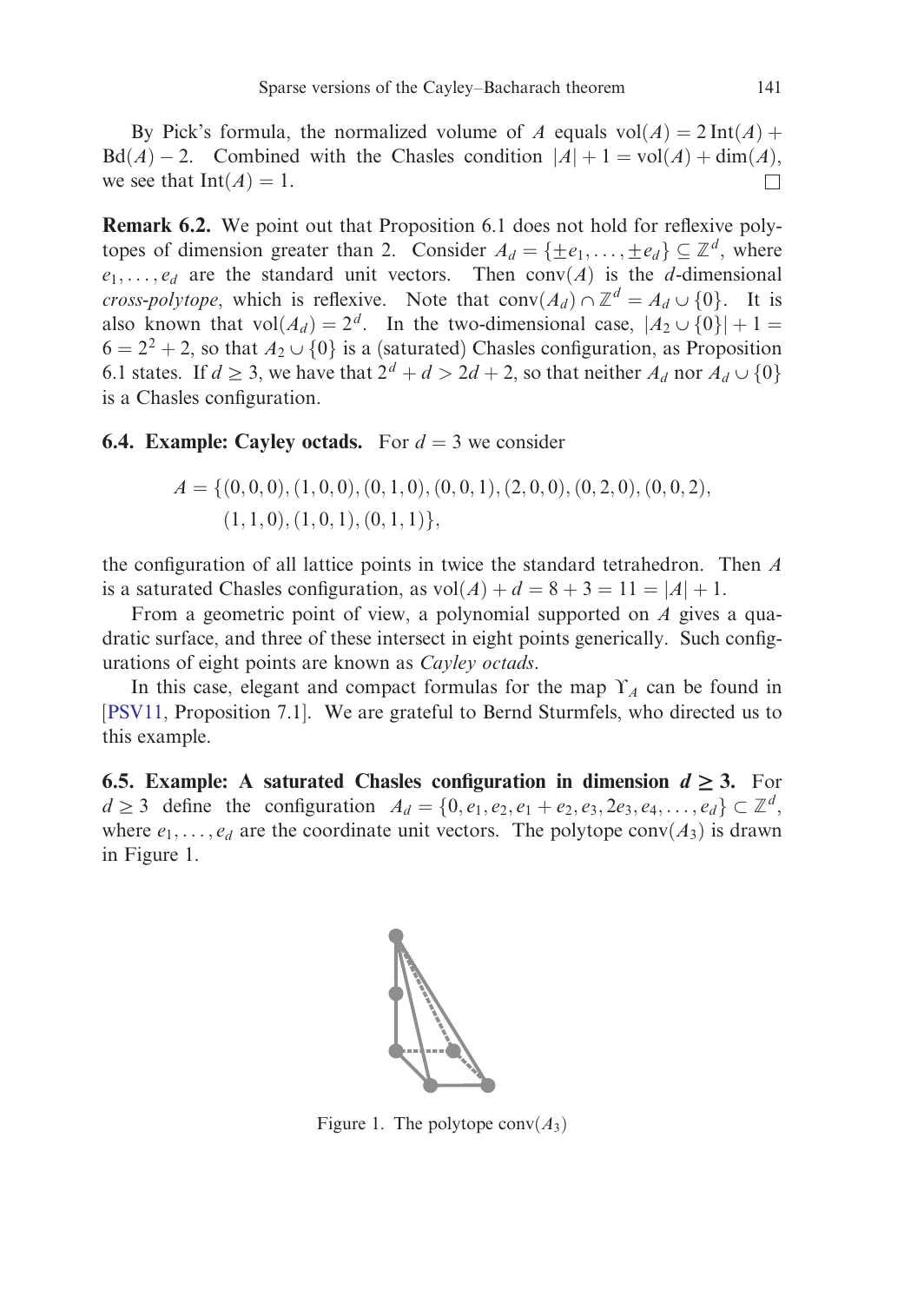By Pick's formula, the normalized volume of $A$ equals $\mathrm{vol}(A) = 2\,\mathrm{Int}(A) + \mathrm{Bd}(A) - 2$. Combined with the Chasles condition $|A| + 1 = \mathrm{vol}(A) + \dim(A)$, we see that $\mathrm{Int}(A) = 1$. □

**Remark 6.2.** We point out that Proposition 6.1 does not hold for reflexive polytopes of dimension greater than 2. Consider $A_d = \{\pm e_1, \ldots, \pm e_d\} \subseteq \mathbb{Z}^d$, where $e_1, \ldots, e_d$ are the standard unit vectors. Then $\mathrm{conv}(A)$ is the $d$-dimensional *cross-polytope*, which is reflexive. Note that $\mathrm{conv}(A_d) \cap \mathbb{Z}^d = A_d \cup \{0\}$. It is also known that $\mathrm{vol}(A_d) = 2^d$. In the two-dimensional case, $|A_2 \cup \{0\}| + 1 = 6 = 2^2 + 2$, so that $A_2 \cup \{0\}$ is a (saturated) Chasles configuration, as Proposition 6.1 states. If $d \geq 3$, we have that $2^d + d > 2d + 2$, so that neither $A_d$ nor $A_d \cup \{0\}$ is a Chasles configuration.

**6.4. Example: Cayley octads.** For $d = 3$ we consider

$$A = \{(0,0,0), (1,0,0), (0,1,0), (0,0,1), (2,0,0), (0,2,0), (0,0,2), \\ (1,1,0), (1,0,1), (0,1,1)\},$$

the configuration of all lattice points in twice the standard tetrahedron. Then $A$ is a saturated Chasles configuration, as $\mathrm{vol}(A) + d = 8 + 3 = 11 = |A| + 1$.

From a geometric point of view, a polynomial supported on $A$ gives a quadratic surface, and three of these intersect in eight points generically. Such configurations of eight points are known as *Cayley octads*.

In this case, elegant and compact formulas for the map $\Upsilon_A$ can be found in [PSV11, Proposition 7.1]. We are grateful to Bernd Sturmfels, who directed us to this example.

**6.5. Example: A saturated Chasles configuration in dimension $d \geq 3$.** For $d \geq 3$ define the configuration $A_d = \{0, e_1, e_2, e_1 + e_2, e_3, 2e_3, e_4, \ldots, e_d\} \subset \mathbb{Z}^d$, where $e_1, \ldots, e_d$ are the coordinate unit vectors. The polytope $\mathrm{conv}(A_3)$ is drawn in Figure 1.

Figure 1. The polytope $\mathrm{conv}(A_3)$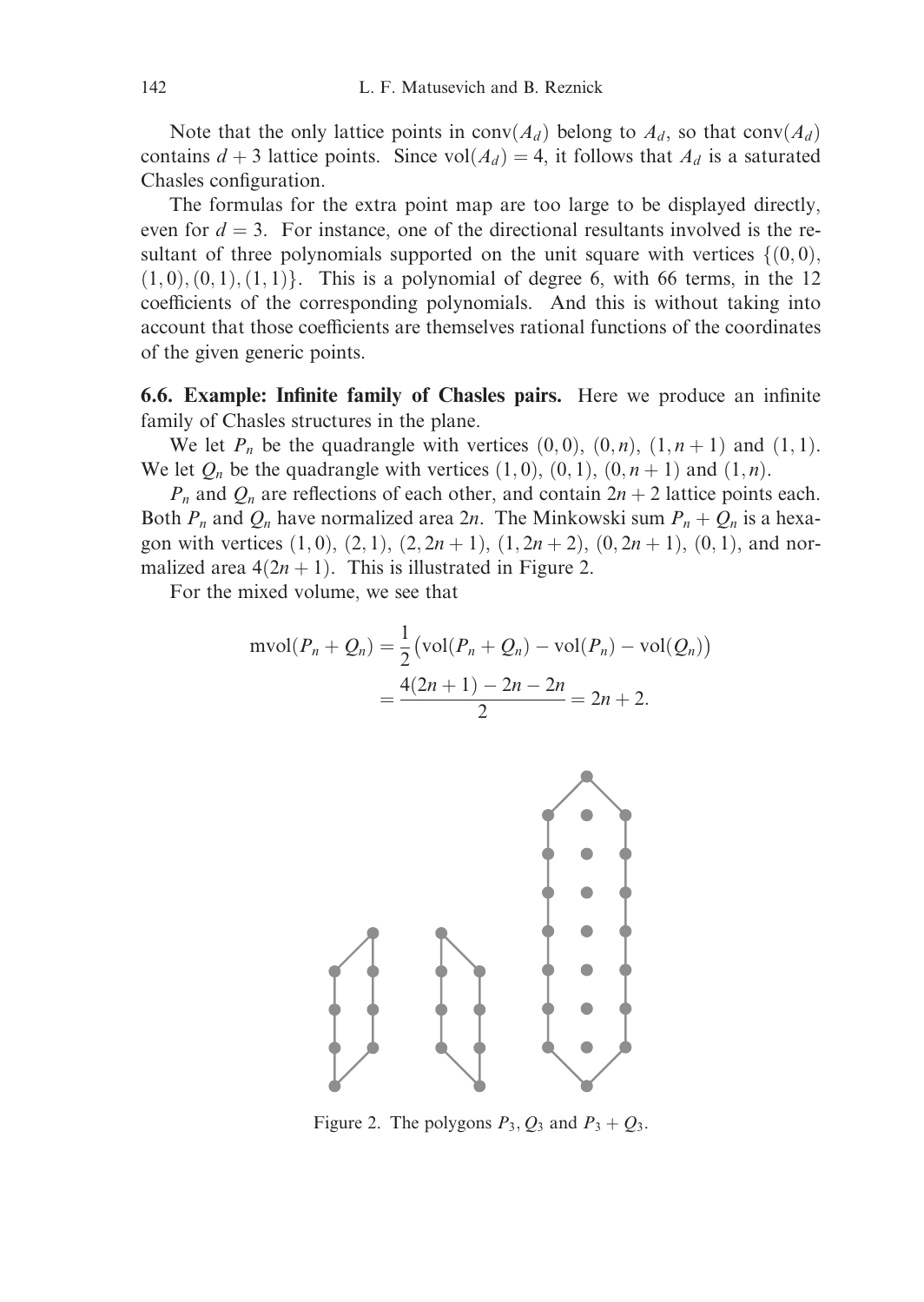Note that the only lattice points in $\operatorname{conv}(A_d)$ belong to $A_d$, so that $\operatorname{conv}(A_d)$ contains $d+3$ lattice points. Since $\operatorname{vol}(A_d) = 4$, it follows that $A_d$ is a saturated Chasles configuration.

The formulas for the extra point map are too large to be displayed directly, even for $d = 3$. For instance, one of the directional resultants involved is the resultant of three polynomials supported on the unit square with vertices $\{(0,0), (1,0), (0,1), (1,1)\}$. This is a polynomial of degree 6, with 66 terms, in the 12 coefficients of the corresponding polynomials. And this is without taking into account that those coefficients are themselves rational functions of the coordinates of the given generic points.

**6.6. Example: Infinite family of Chasles pairs.** Here we produce an infinite family of Chasles structures in the plane.

We let $P_n$ be the quadrangle with vertices $(0,0)$, $(0,n)$, $(1,n+1)$ and $(1,1)$. We let $Q_n$ be the quadrangle with vertices $(1,0)$, $(0,1)$, $(0,n+1)$ and $(1,n)$.

$P_n$ and $Q_n$ are reflections of each other, and contain $2n+2$ lattice points each. Both $P_n$ and $Q_n$ have normalized area $2n$. The Minkowski sum $P_n + Q_n$ is a hexagon with vertices $(1,0)$, $(2,1)$, $(2,2n+1)$, $(1,2n+2)$, $(0,2n+1)$, $(0,1)$, and normalized area $4(2n+1)$. This is illustrated in Figure 2.

For the mixed volume, we see that

$$\begin{aligned}
\operatorname{mvol}(P_n + Q_n) &= \frac{1}{2}\big(\operatorname{vol}(P_n + Q_n) - \operatorname{vol}(P_n) - \operatorname{vol}(Q_n)\big) \\
&= \frac{4(2n+1) - 2n - 2n}{2} = 2n+2.
\end{aligned}$$

Figure 2. The polygons $P_3$, $Q_3$ and $P_3 + Q_3$.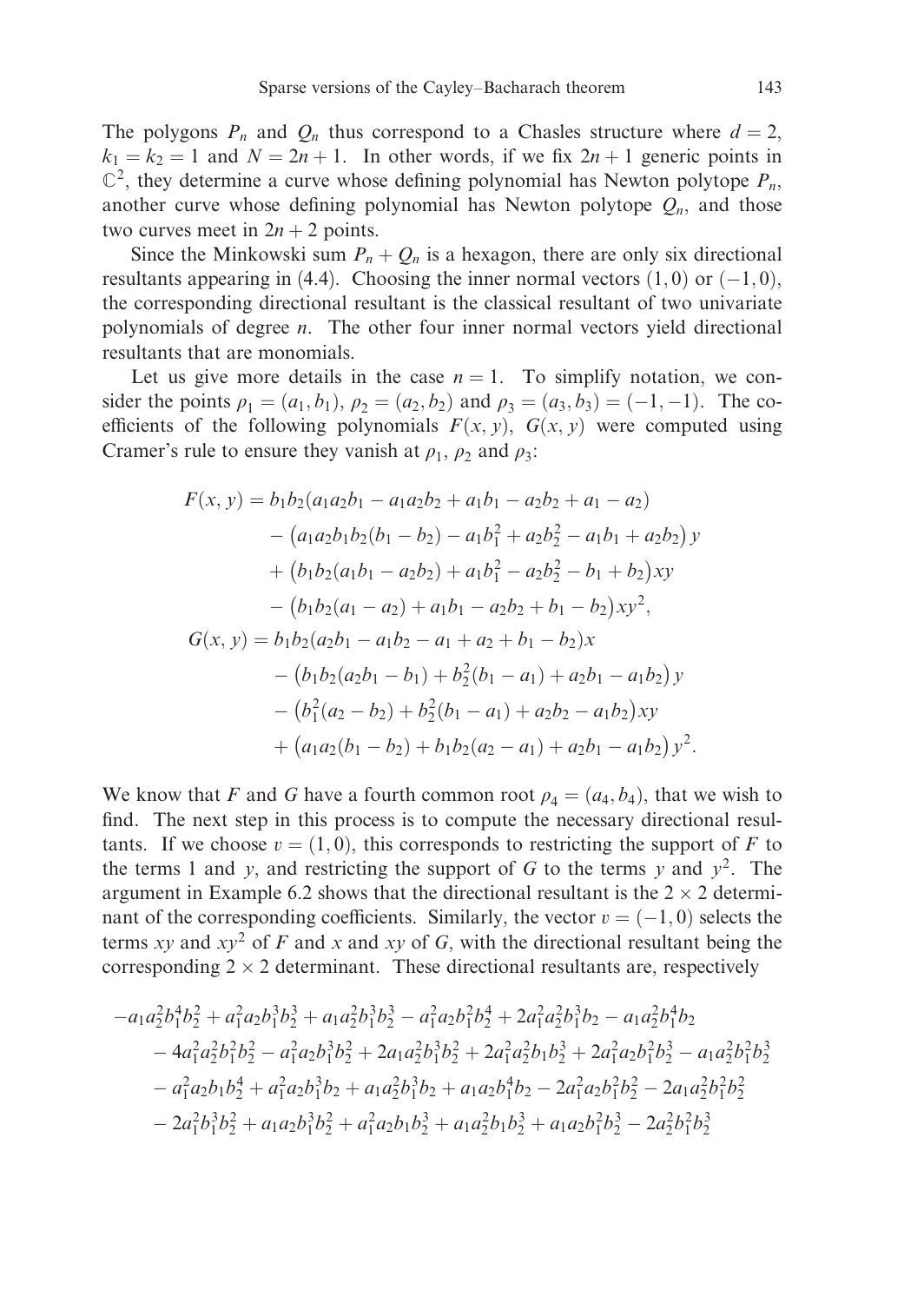The polygons $P_n$ and $Q_n$ thus correspond to a Chasles structure where $d = 2$, $k_1 = k_2 = 1$ and $N = 2n + 1$. In other words, if we fix $2n + 1$ generic points in $\mathbb{C}^2$, they determine a curve whose defining polynomial has Newton polytope $P_n$, another curve whose defining polynomial has Newton polytope $Q_n$, and those two curves meet in $2n + 2$ points.

Since the Minkowski sum $P_n + Q_n$ is a hexagon, there are only six directional resultants appearing in (4.4). Choosing the inner normal vectors $(1, 0)$ or $(-1, 0)$, the corresponding directional resultant is the classical resultant of two univariate polynomials of degree $n$. The other four inner normal vectors yield directional resultants that are monomials.

Let us give more details in the case $n = 1$. To simplify notation, we consider the points $\rho_1 = (a_1, b_1)$, $\rho_2 = (a_2, b_2)$ and $\rho_3 = (a_3, b_3) = (-1, -1)$. The coefficients of the following polynomials $F(x, y)$, $G(x, y)$ were computed using Cramer's rule to ensure they vanish at $\rho_1$, $\rho_2$ and $\rho_3$:

$$
\begin{aligned}
F(x, y) &= b_1 b_2(a_1 a_2 b_1 - a_1 a_2 b_2 + a_1 b_1 - a_2 b_2 + a_1 - a_2) \\
&\quad - \big(a_1 a_2 b_1 b_2(b_1 - b_2) - a_1 b_1^2 + a_2 b_2^2 - a_1 b_1 + a_2 b_2\big)\, y \\
&\quad + \big(b_1 b_2(a_1 b_1 - a_2 b_2) + a_1 b_1^2 - a_2 b_2^2 - b_1 + b_2\big) xy \\
&\quad - \big(b_1 b_2(a_1 - a_2) + a_1 b_1 - a_2 b_2 + b_1 - b_2\big) xy^2, \\
G(x, y) &= b_1 b_2(a_2 b_1 - a_1 b_2 - a_1 + a_2 + b_1 - b_2) x \\
&\quad - \big(b_1 b_2(a_2 b_1 - b_1) + b_2^2(b_1 - a_1) + a_2 b_1 - a_1 b_2\big)\, y \\
&\quad - \big(b_1^2(a_2 - b_2) + b_2^2(b_1 - a_1) + a_2 b_2 - a_1 b_2\big) xy \\
&\quad + \big(a_1 a_2(b_1 - b_2) + b_1 b_2(a_2 - a_1) + a_2 b_1 - a_1 b_2\big)\, y^2.
\end{aligned}
$$

We know that $F$ and $G$ have a fourth common root $\rho_4 = (a_4, b_4)$, that we wish to find. The next step in this process is to compute the necessary directional resultants. If we choose $v = (1, 0)$, this corresponds to restricting the support of $F$ to the terms 1 and $y$, and restricting the support of $G$ to the terms $y$ and $y^2$. The argument in Example 6.2 shows that the directional resultant is the $2 \times 2$ determinant of the corresponding coefficients. Similarly, the vector $v = (-1, 0)$ selects the terms $xy$ and $xy^2$ of $F$ and $x$ and $xy$ of $G$, with the directional resultant being the corresponding $2 \times 2$ determinant. These directional resultants are, respectively

$$
\begin{aligned}
&-a_1 a_2^2 b_1^4 b_2^2 + a_1^2 a_2 b_1^3 b_2^3 + a_1 a_2^2 b_1^3 b_2^3 - a_1^2 a_2 b_1^2 b_2^4 + 2a_1^2 a_2^2 b_1^3 b_2 - a_1 a_2^2 b_1^4 b_2 \\
&\quad - 4a_1^2 a_2^2 b_1^2 b_2^2 - a_1^2 a_2 b_1^3 b_2^2 + 2a_1 a_2^2 b_1^3 b_2^2 + 2a_1^2 a_2^2 b_1 b_2^3 + 2a_1^2 a_2 b_1^2 b_2^3 - a_1 a_2^2 b_1^2 b_2^3 \\
&\quad - a_1^2 a_2 b_1 b_2^4 + a_1^2 a_2 b_1^3 b_2 + a_1 a_2^2 b_1^3 b_2 + a_1 a_2 b_1^4 b_2 - 2a_1^2 a_2 b_1^2 b_2^2 - 2a_1 a_2^2 b_1^2 b_2^2 \\
&\quad - 2a_1^2 b_1^3 b_2^2 + a_1 a_2 b_1^3 b_2^2 + a_1^2 a_2 b_1 b_2^3 + a_1 a_2^2 b_1 b_2^3 + a_1 a_2 b_1^2 b_2^3 - 2a_2^2 b_1^2 b_2^3
\end{aligned}
$$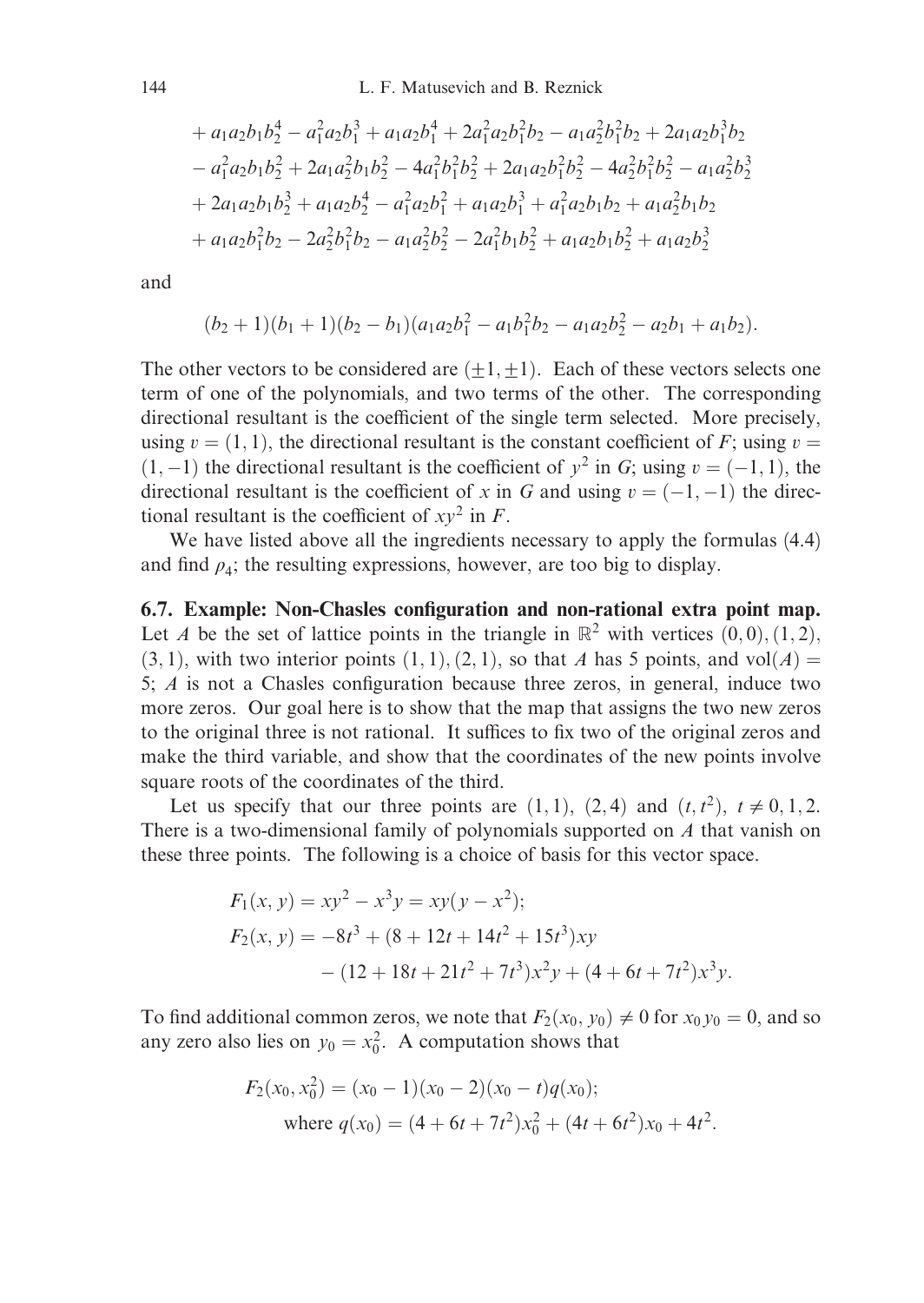$$
\begin{aligned}
&+ a_1a_2b_1b_2^4 - a_1^2a_2b_1^3 + a_1a_2b_1^4 + 2a_1^2a_2b_1^2b_2 - a_1a_2^2b_1^2b_2 + 2a_1a_2b_1^3b_2\\
&- a_1^2a_2b_1b_2^2 + 2a_1a_2^2b_1b_2^2 - 4a_1^2b_1^2b_2^2 + 2a_1a_2b_1^2b_2^2 - 4a_2^2b_1^2b_2^2 - a_1a_2^2b_2^3\\
&+ 2a_1a_2b_1b_2^3 + a_1a_2b_2^4 - a_1^2a_2b_1^2 + a_1a_2b_1^3 + a_1^2a_2b_1b_2 + a_1a_2^2b_1b_2\\
&+ a_1a_2b_1^2b_2 - 2a_2^2b_1^2b_2 - a_1a_2^2b_2^2 - 2a_1^2b_1b_2^2 + a_1a_2b_1b_2^2 + a_1a_2b_2^3
\end{aligned}
$$

and

$$
(b_2+1)(b_1+1)(b_2-b_1)(a_1a_2b_1^2 - a_1b_1^2b_2 - a_1a_2b_2^2 - a_2b_1 + a_1b_2).
$$

The other vectors to be considered are $(\pm 1, \pm 1)$. Each of these vectors selects one term of one of the polynomials, and two terms of the other. The corresponding directional resultant is the coefficient of the single term selected. More precisely, using $v = (1,1)$, the directional resultant is the constant coefficient of $F$; using $v = (1,-1)$ the directional resultant is the coefficient of $y^2$ in $G$; using $v = (-1,1)$, the directional resultant is the coefficient of $x$ in $G$ and using $v = (-1,-1)$ the directional resultant is the coefficient of $xy^2$ in $F$.

We have listed above all the ingredients necessary to apply the formulas (4.4) and find $\rho_4$; the resulting expressions, however, are too big to display.

**6.7. Example: Non-Chasles configuration and non-rational extra point map.** Let $A$ be the set of lattice points in the triangle in $\mathbb{R}^2$ with vertices $(0,0), (1,2)$, $(3,1)$, with two interior points $(1,1), (2,1)$, so that $A$ has 5 points, and $\mathrm{vol}(A) = 5$; $A$ is not a Chasles configuration because three zeros, in general, induce two more zeros. Our goal here is to show that the map that assigns the two new zeros to the original three is not rational. It suffices to fix two of the original zeros and make the third variable, and show that the coordinates of the new points involve square roots of the coordinates of the third.

Let us specify that our three points are $(1,1)$, $(2,4)$ and $(t,t^2)$, $t \neq 0,1,2$. There is a two-dimensional family of polynomials supported on $A$ that vanish on these three points. The following is a choice of basis for this vector space.

$$
\begin{aligned}
F_1(x,y) &= xy^2 - x^3y = xy(y - x^2);\\
F_2(x,y) &= -8t^3 + (8 + 12t + 14t^2 + 15t^3)xy\\
&\quad - (12 + 18t + 21t^2 + 7t^3)x^2y + (4 + 6t + 7t^2)x^3y.
\end{aligned}
$$

To find additional common zeros, we note that $F_2(x_0,y_0) \neq 0$ for $x_0y_0 = 0$, and so any zero also lies on $y_0 = x_0^2$. A computation shows that

$$
\begin{aligned}
&F_2(x_0, x_0^2) = (x_0 - 1)(x_0 - 2)(x_0 - t)q(x_0);\\
&\quad \text{where } q(x_0) = (4 + 6t + 7t^2)x_0^2 + (4t + 6t^2)x_0 + 4t^2.
\end{aligned}
$$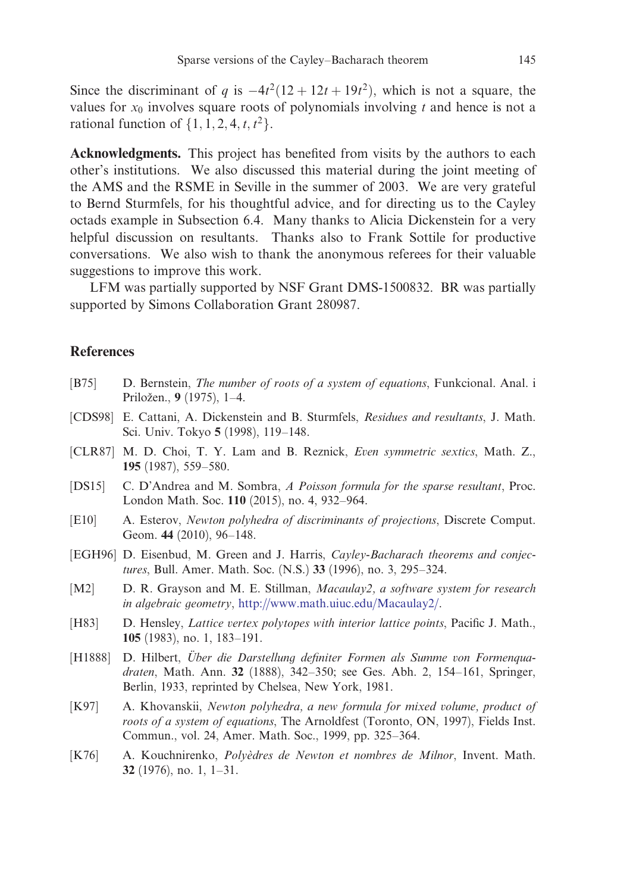Since the discriminant of $q$ is $-4t^2(12 + 12t + 19t^2)$, which is not a square, the values for $x_0$ involves square roots of polynomials involving $t$ and hence is not a rational function of $\{1, 1, 2, 4, t, t^2\}$.

**Acknowledgments.** This project has benefited from visits by the authors to each other's institutions. We also discussed this material during the joint meeting of the AMS and the RSME in Seville in the summer of 2003. We are very grateful to Bernd Sturmfels, for his thoughtful advice, and for directing us to the Cayley octads example in Subsection 6.4. Many thanks to Alicia Dickenstein for a very helpful discussion on resultants. Thanks also to Frank Sottile for productive conversations. We also wish to thank the anonymous referees for their valuable suggestions to improve this work.

LFM was partially supported by NSF Grant DMS-1500832. BR was partially supported by Simons Collaboration Grant 280987.

## References

- [B75] D. Bernstein, *The number of roots of a system of equations*, Funkcional. Anal. i Priložen., **9** (1975), 1–4.
- [CDS98] E. Cattani, A. Dickenstein and B. Sturmfels, *Residues and resultants*, J. Math. Sci. Univ. Tokyo **5** (1998), 119–148.
- [CLR87] M. D. Choi, T. Y. Lam and B. Reznick, *Even symmetric sextics*, Math. Z., **195** (1987), 559–580.
- [DS15] C. D'Andrea and M. Sombra, *A Poisson formula for the sparse resultant*, Proc. London Math. Soc. **110** (2015), no. 4, 932–964.
- [E10] A. Esterov, *Newton polyhedra of discriminants of projections*, Discrete Comput. Geom. **44** (2010), 96–148.
- [EGH96] D. Eisenbud, M. Green and J. Harris, *Cayley-Bacharach theorems and conjectures*, Bull. Amer. Math. Soc. (N.S.) **33** (1996), no. 3, 295–324.
- [M2] D. R. Grayson and M. E. Stillman, *Macaulay2, a software system for research in algebraic geometry*, http://www.math.uiuc.edu/Macaulay2/.
- [H83] D. Hensley, *Lattice vertex polytopes with interior lattice points*, Pacific J. Math., **105** (1983), no. 1, 183–191.
- [H1888] D. Hilbert, *Über die Darstellung definiter Formen als Summe von Formenquadraten*, Math. Ann. **32** (1888), 342–350; see Ges. Abh. 2, 154–161, Springer, Berlin, 1933, reprinted by Chelsea, New York, 1981.
- [K97] A. Khovanskii, *Newton polyhedra, a new formula for mixed volume, product of roots of a system of equations*, The Arnoldfest (Toronto, ON, 1997), Fields Inst. Commun., vol. 24, Amer. Math. Soc., 1999, pp. 325–364.
- [K76] A. Kouchnirenko, *Polyèdres de Newton et nombres de Milnor*, Invent. Math. **32** (1976), no. 1, 1–31.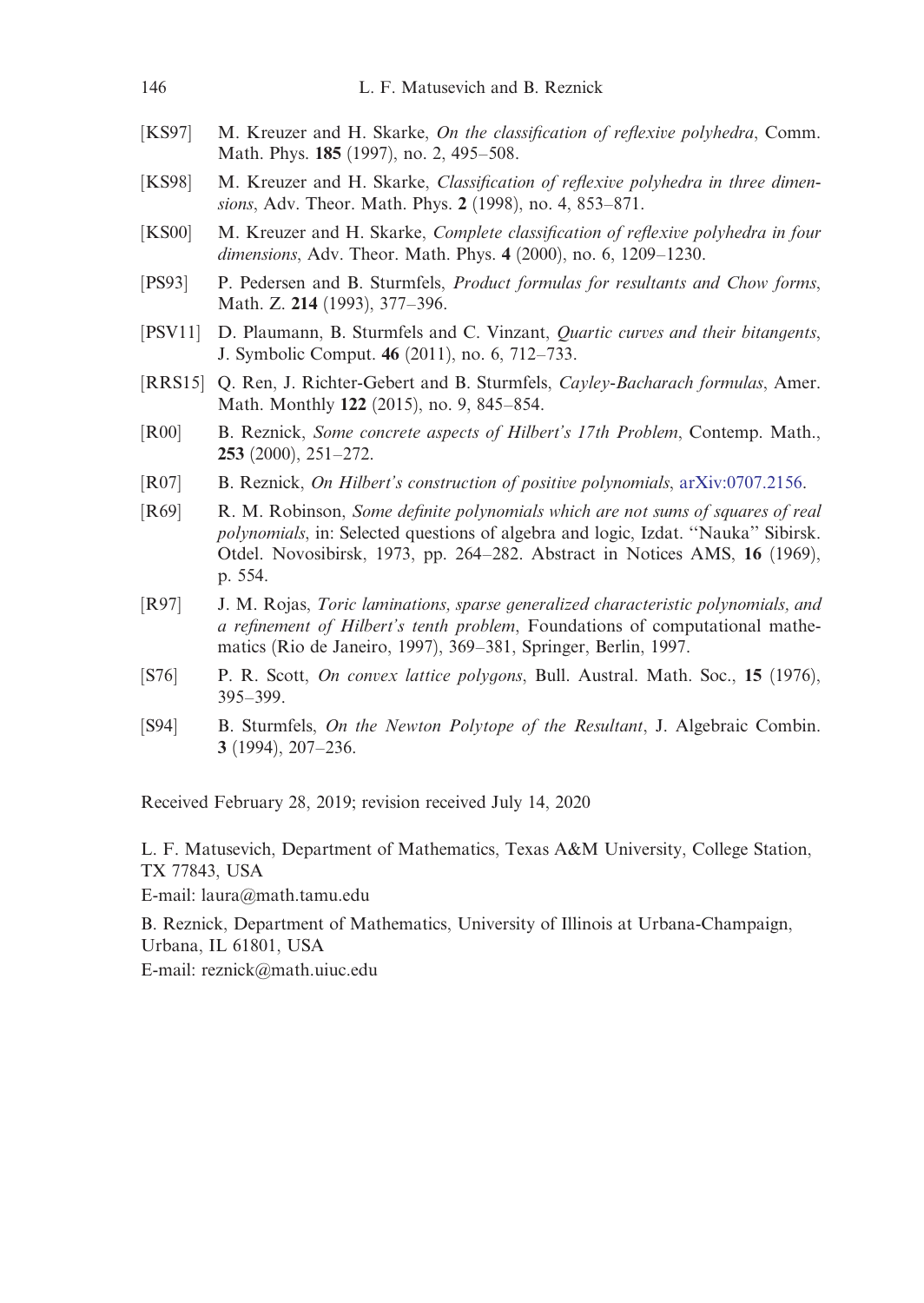[KS97] M. Kreuzer and H. Skarke, *On the classification of reflexive polyhedra*, Comm. Math. Phys. **185** (1997), no. 2, 495–508.

[KS98] M. Kreuzer and H. Skarke, *Classification of reflexive polyhedra in three dimensions*, Adv. Theor. Math. Phys. **2** (1998), no. 4, 853–871.

[KS00] M. Kreuzer and H. Skarke, *Complete classification of reflexive polyhedra in four dimensions*, Adv. Theor. Math. Phys. **4** (2000), no. 6, 1209–1230.

[PS93] P. Pedersen and B. Sturmfels, *Product formulas for resultants and Chow forms*, Math. Z. **214** (1993), 377–396.

[PSV11] D. Plaumann, B. Sturmfels and C. Vinzant, *Quartic curves and their bitangents*, J. Symbolic Comput. **46** (2011), no. 6, 712–733.

[RRS15] Q. Ren, J. Richter-Gebert and B. Sturmfels, *Cayley-Bacharach formulas*, Amer. Math. Monthly **122** (2015), no. 9, 845–854.

[R00] B. Reznick, *Some concrete aspects of Hilbert's 17th Problem*, Contemp. Math., **253** (2000), 251–272.

[R07] B. Reznick, *On Hilbert's construction of positive polynomials*, arXiv:0707.2156.

[R69] R. M. Robinson, *Some definite polynomials which are not sums of squares of real polynomials*, in: Selected questions of algebra and logic, Izdat. "Nauka" Sibirsk. Otdel. Novosibirsk, 1973, pp. 264–282. Abstract in Notices AMS, **16** (1969), p. 554.

[R97] J. M. Rojas, *Toric laminations, sparse generalized characteristic polynomials, and a refinement of Hilbert's tenth problem*, Foundations of computational mathematics (Rio de Janeiro, 1997), 369–381, Springer, Berlin, 1997.

[S76] P. R. Scott, *On convex lattice polygons*, Bull. Austral. Math. Soc., **15** (1976), 395–399.

[S94] B. Sturmfels, *On the Newton Polytope of the Resultant*, J. Algebraic Combin. **3** (1994), 207–236.

Received February 28, 2019; revision received July 14, 2020

L. F. Matusevich, Department of Mathematics, Texas A&M University, College Station, TX 77843, USA
E-mail: laura@math.tamu.edu

B. Reznick, Department of Mathematics, University of Illinois at Urbana-Champaign, Urbana, IL 61801, USA
E-mail: reznick@math.uiuc.edu